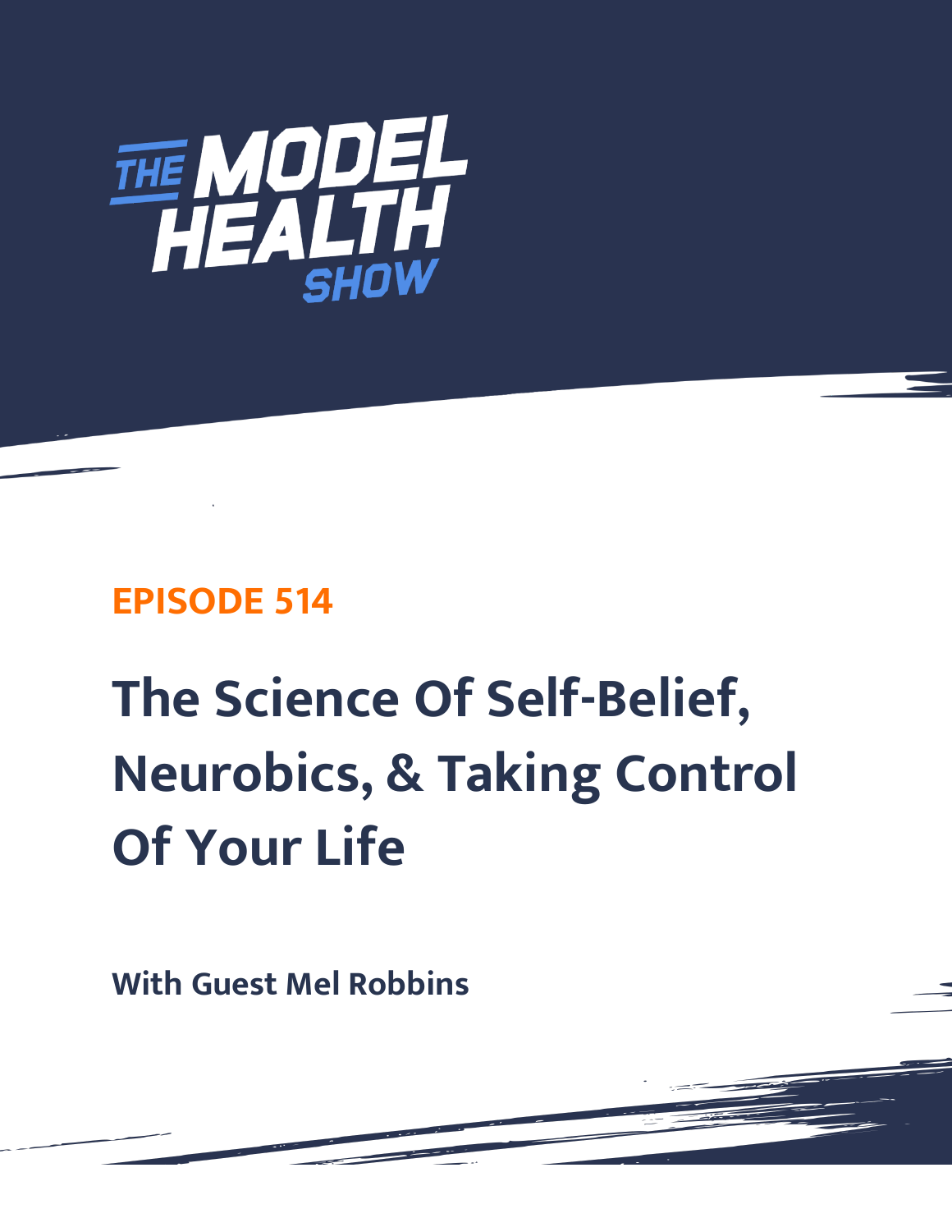THE MODEL HEALTH SHOW

## EPISODE 514

# The Science Of Self-Belief, Neurobics, & Taking Control Of Your Life

**With Guest Mel Robbins**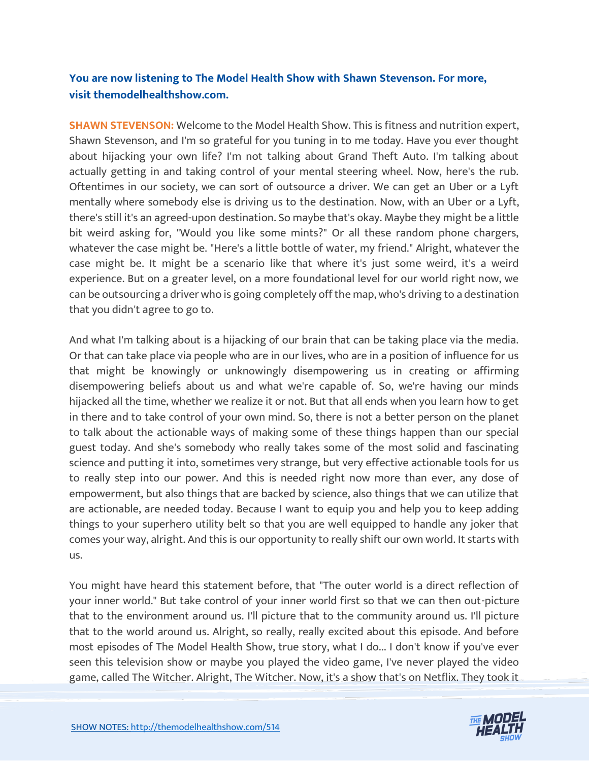**You are now listening to The Model Health Show with Shawn Stevenson. For more, visit themodelhealthshow.com.**

**SHAWN STEVENSON:** Welcome to the Model Health Show. This is fitness and nutrition expert, Shawn Stevenson, and I'm so grateful for you tuning in to me today. Have you ever thought about hijacking your own life? I'm not talking about Grand Theft Auto. I'm talking about actually getting in and taking control of your mental steering wheel. Now, here's the rub. Oftentimes in our society, we can sort of outsource a driver. We can get an Uber or a Lyft mentally where somebody else is driving us to the destination. Now, with an Uber or a Lyft, there's still it's an agreed-upon destination. So maybe that's okay. Maybe they might be a little bit weird asking for, "Would you like some mints?" Or all these random phone chargers, whatever the case might be. "Here's a little bottle of water, my friend." Alright, whatever the case might be. It might be a scenario like that where it's just some weird, it's a weird experience. But on a greater level, on a more foundational level for our world right now, we can be outsourcing a driver who is going completely off the map, who's driving to a destination that you didn't agree to go to.

And what I'm talking about is a hijacking of our brain that can be taking place via the media. Or that can take place via people who are in our lives, who are in a position of influence for us that might be knowingly or unknowingly disempowering us in creating or affirming disempowering beliefs about us and what we're capable of. So, we're having our minds hijacked all the time, whether we realize it or not. But that all ends when you learn how to get in there and to take control of your own mind. So, there is not a better person on the planet to talk about the actionable ways of making some of these things happen than our special guest today. And she's somebody who really takes some of the most solid and fascinating science and putting it into, sometimes very strange, but very effective actionable tools for us to really step into our power. And this is needed right now more than ever, any dose of empowerment, but also things that are backed by science, also things that we can utilize that are actionable, are needed today. Because I want to equip you and help you to keep adding things to your superhero utility belt so that you are well equipped to handle any joker that comes your way, alright. And this is our opportunity to really shift our own world. It starts with us.

You might have heard this statement before, that "The outer world is a direct reflection of your inner world." But take control of your inner world first so that we can then out-picture that to the environment around us. I'll picture that to the community around us. I'll picture that to the world around us. Alright, so really, really excited about this episode. And before most episodes of The Model Health Show, true story, what I do... I don't know if you've ever seen this television show or maybe you played the video game, I've never played the video game, called The Witcher. Alright, The Witcher. Now, it's a show that's on Netflix. They took it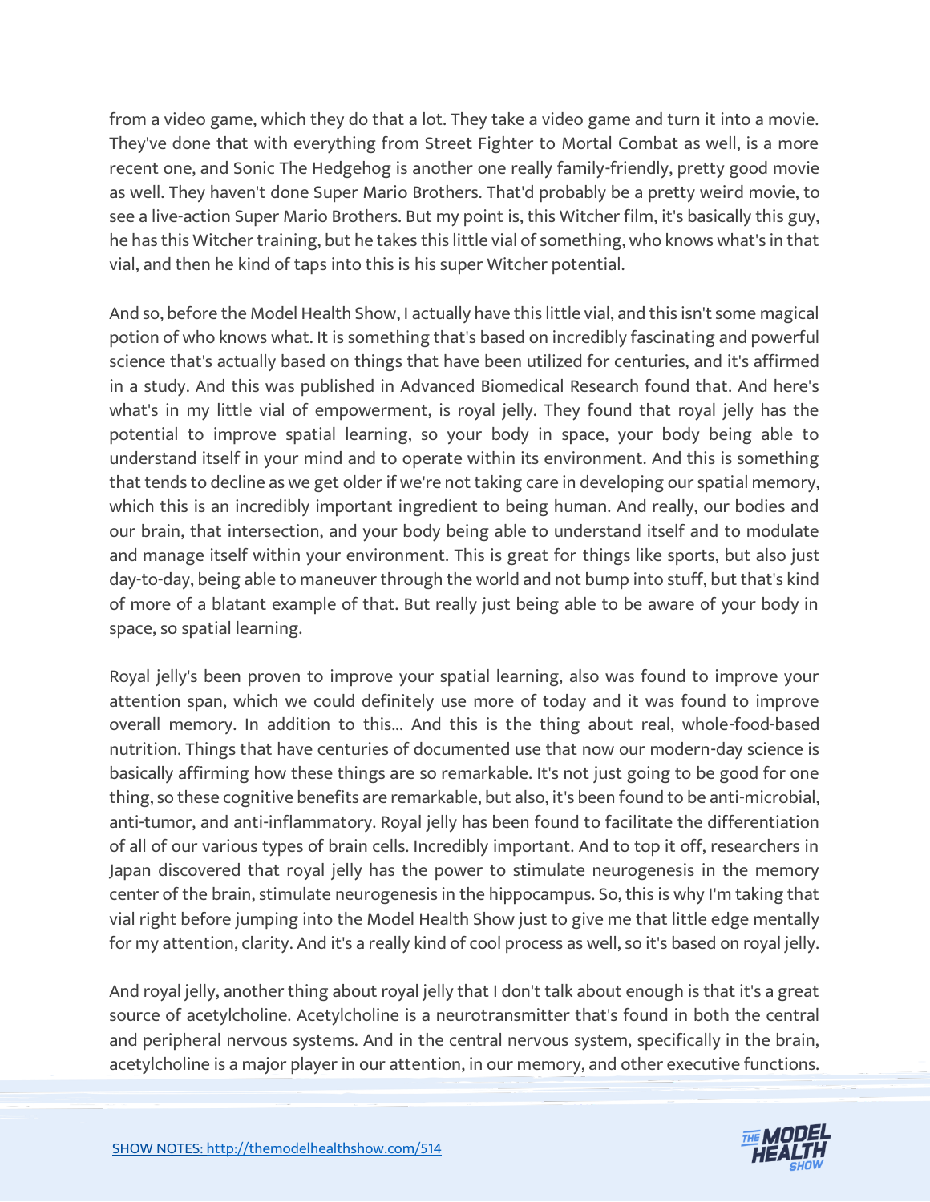from a video game, which they do that a lot. They take a video game and turn it into a movie. They've done that with everything from Street Fighter to Mortal Combat as well, is a more recent one, and Sonic The Hedgehog is another one really family-friendly, pretty good movie as well. They haven't done Super Mario Brothers. That'd probably be a pretty weird movie, to see a live-action Super Mario Brothers. But my point is, this Witcher film, it's basically this guy, he has this Witcher training, but he takes this little vial of something, who knows what's in that vial, and then he kind of taps into this is his super Witcher potential.

And so, before the Model Health Show, I actually have this little vial, and this isn't some magical potion of who knows what. It is something that's based on incredibly fascinating and powerful science that's actually based on things that have been utilized for centuries, and it's affirmed in a study. And this was published in Advanced Biomedical Research found that. And here's what's in my little vial of empowerment, is royal jelly. They found that royal jelly has the potential to improve spatial learning, so your body in space, your body being able to understand itself in your mind and to operate within its environment. And this is something that tends to decline as we get older if we're not taking care in developing our spatial memory, which this is an incredibly important ingredient to being human. And really, our bodies and our brain, that intersection, and your body being able to understand itself and to modulate and manage itself within your environment. This is great for things like sports, but also just day-to-day, being able to maneuver through the world and not bump into stuff, but that's kind of more of a blatant example of that. But really just being able to be aware of your body in space, so spatial learning.

Royal jelly's been proven to improve your spatial learning, also was found to improve your attention span, which we could definitely use more of today and it was found to improve overall memory. In addition to this... And this is the thing about real, whole-food-based nutrition. Things that have centuries of documented use that now our modern-day science is basically affirming how these things are so remarkable. It's not just going to be good for one thing, so these cognitive benefits are remarkable, but also, it's been found to be anti-microbial, anti-tumor, and anti-inflammatory. Royal jelly has been found to facilitate the differentiation of all of our various types of brain cells. Incredibly important. And to top it off, researchers in Japan discovered that royal jelly has the power to stimulate neurogenesis in the memory center of the brain, stimulate neurogenesis in the hippocampus. So, this is why I'm taking that vial right before jumping into the Model Health Show just to give me that little edge mentally for my attention, clarity. And it's a really kind of cool process as well, so it's based on royal jelly.

And royal jelly, another thing about royal jelly that I don't talk about enough is that it's a great source of acetylcholine. Acetylcholine is a neurotransmitter that's found in both the central and peripheral nervous systems. And in the central nervous system, specifically in the brain, acetylcholine is a major player in our attention, in our memory, and other executive functions.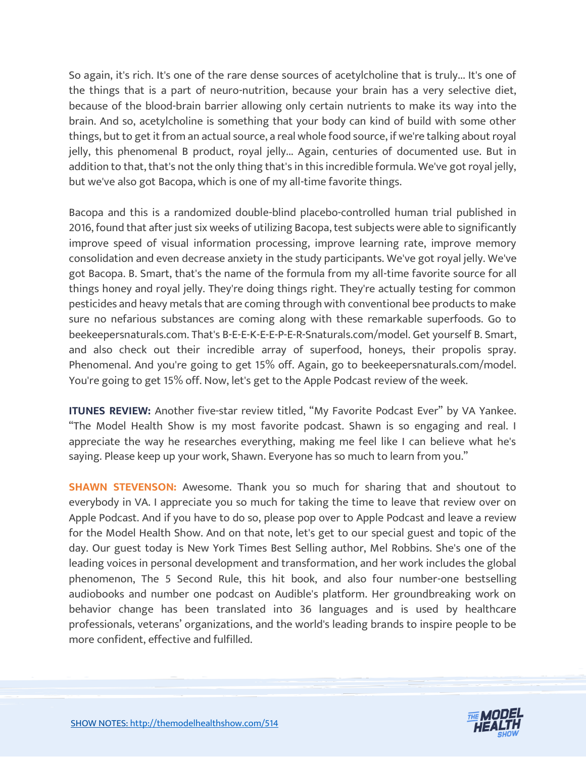So again, it's rich. It's one of the rare dense sources of acetylcholine that is truly... It's one of the things that is a part of neuro-nutrition, because your brain has a very selective diet, because of the blood-brain barrier allowing only certain nutrients to make its way into the brain. And so, acetylcholine is something that your body can kind of build with some other things, but to get it from an actual source, a real whole food source, if we're talking about royal jelly, this phenomenal B product, royal jelly... Again, centuries of documented use. But in addition to that, that's not the only thing that's in this incredible formula. We've got royal jelly, but we've also got Bacopa, which is one of my all-time favorite things.

Bacopa and this is a randomized double-blind placebo-controlled human trial published in 2016, found that after just six weeks of utilizing Bacopa, test subjects were able to significantly improve speed of visual information processing, improve learning rate, improve memory consolidation and even decrease anxiety in the study participants. We've got royal jelly. We've got Bacopa. B. Smart, that's the name of the formula from my all-time favorite source for all things honey and royal jelly. They're doing things right. They're actually testing for common pesticides and heavy metals that are coming through with conventional bee products to make sure no nefarious substances are coming along with these remarkable superfoods. Go to beekeepersnaturals.com. That's B-E-E-K-E-E-P-E-R-Snaturals.com/model. Get yourself B. Smart, and also check out their incredible array of superfood, honeys, their propolis spray. Phenomenal. And you're going to get 15% off. Again, go to beekeepersnaturals.com/model. You're going to get 15% off. Now, let's get to the Apple Podcast review of the week.

**ITUNES REVIEW:** Another five-star review titled, "My Favorite Podcast Ever" by VA Yankee. "The Model Health Show is my most favorite podcast. Shawn is so engaging and real. I appreciate the way he researches everything, making me feel like I can believe what he's saying. Please keep up your work, Shawn. Everyone has so much to learn from you."

**SHAWN STEVENSON:** Awesome. Thank you so much for sharing that and shoutout to everybody in VA. I appreciate you so much for taking the time to leave that review over on Apple Podcast. And if you have to do so, please pop over to Apple Podcast and leave a review for the Model Health Show. And on that note, let's get to our special guest and topic of the day. Our guest today is New York Times Best Selling author, Mel Robbins. She's one of the leading voices in personal development and transformation, and her work includes the global phenomenon, The 5 Second Rule, this hit book, and also four number-one bestselling audiobooks and number one podcast on Audible's platform. Her groundbreaking work on behavior change has been translated into 36 languages and is used by healthcare professionals, veterans' organizations, and the world's leading brands to inspire people to be more confident, effective and fulfilled.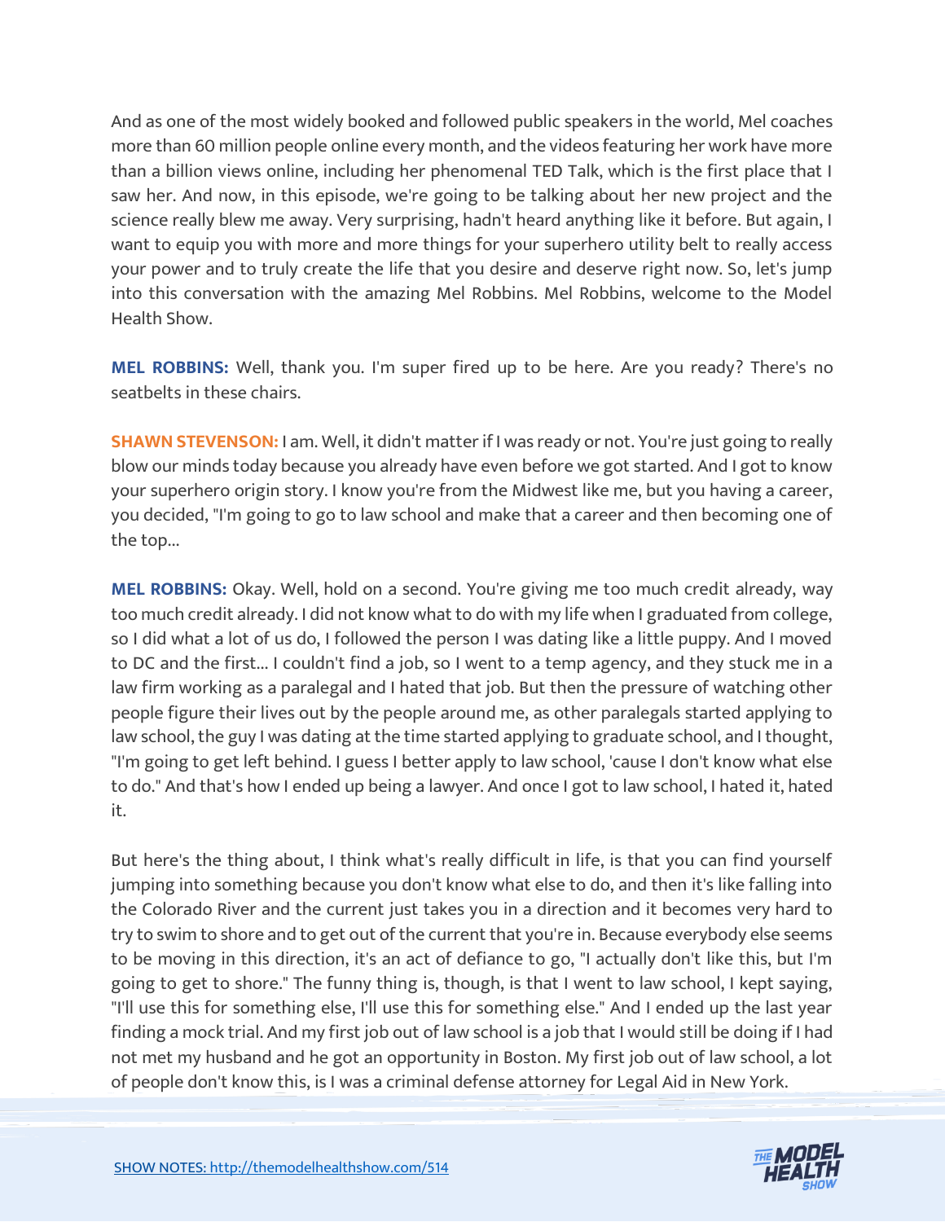And as one of the most widely booked and followed public speakers in the world, Mel coaches more than 60 million people online every month, and the videos featuring her work have more than a billion views online, including her phenomenal TED Talk, which is the first place that I saw her. And now, in this episode, we're going to be talking about her new project and the science really blew me away. Very surprising, hadn't heard anything like it before. But again, I want to equip you with more and more things for your superhero utility belt to really access your power and to truly create the life that you desire and deserve right now. So, let's jump into this conversation with the amazing Mel Robbins. Mel Robbins, welcome to the Model Health Show.

**MEL ROBBINS:** Well, thank you. I'm super fired up to be here. Are you ready? There's no seatbelts in these chairs.

**SHAWN STEVENSON:** I am. Well, it didn't matter if I was ready or not. You're just going to really blow our minds today because you already have even before we got started. And I got to know your superhero origin story. I know you're from the Midwest like me, but you having a career, you decided, "I'm going to go to law school and make that a career and then becoming one of the top...

**MEL ROBBINS:** Okay. Well, hold on a second. You're giving me too much credit already, way too much credit already. I did not know what to do with my life when I graduated from college, so I did what a lot of us do, I followed the person I was dating like a little puppy. And I moved to DC and the first... I couldn't find a job, so I went to a temp agency, and they stuck me in a law firm working as a paralegal and I hated that job. But then the pressure of watching other people figure their lives out by the people around me, as other paralegals started applying to law school, the guy I was dating at the time started applying to graduate school, and I thought, "I'm going to get left behind. I guess I better apply to law school, 'cause I don't know what else to do." And that's how I ended up being a lawyer. And once I got to law school, I hated it, hated it.

But here's the thing about, I think what's really difficult in life, is that you can find yourself jumping into something because you don't know what else to do, and then it's like falling into the Colorado River and the current just takes you in a direction and it becomes very hard to try to swim to shore and to get out of the current that you're in. Because everybody else seems to be moving in this direction, it's an act of defiance to go, "I actually don't like this, but I'm going to get to shore." The funny thing is, though, is that I went to law school, I kept saying, "I'll use this for something else, I'll use this for something else." And I ended up the last year finding a mock trial. And my first job out of law school is a job that I would still be doing if I had not met my husband and he got an opportunity in Boston. My first job out of law school, a lot of people don't know this, is I was a criminal defense attorney for Legal Aid in New York.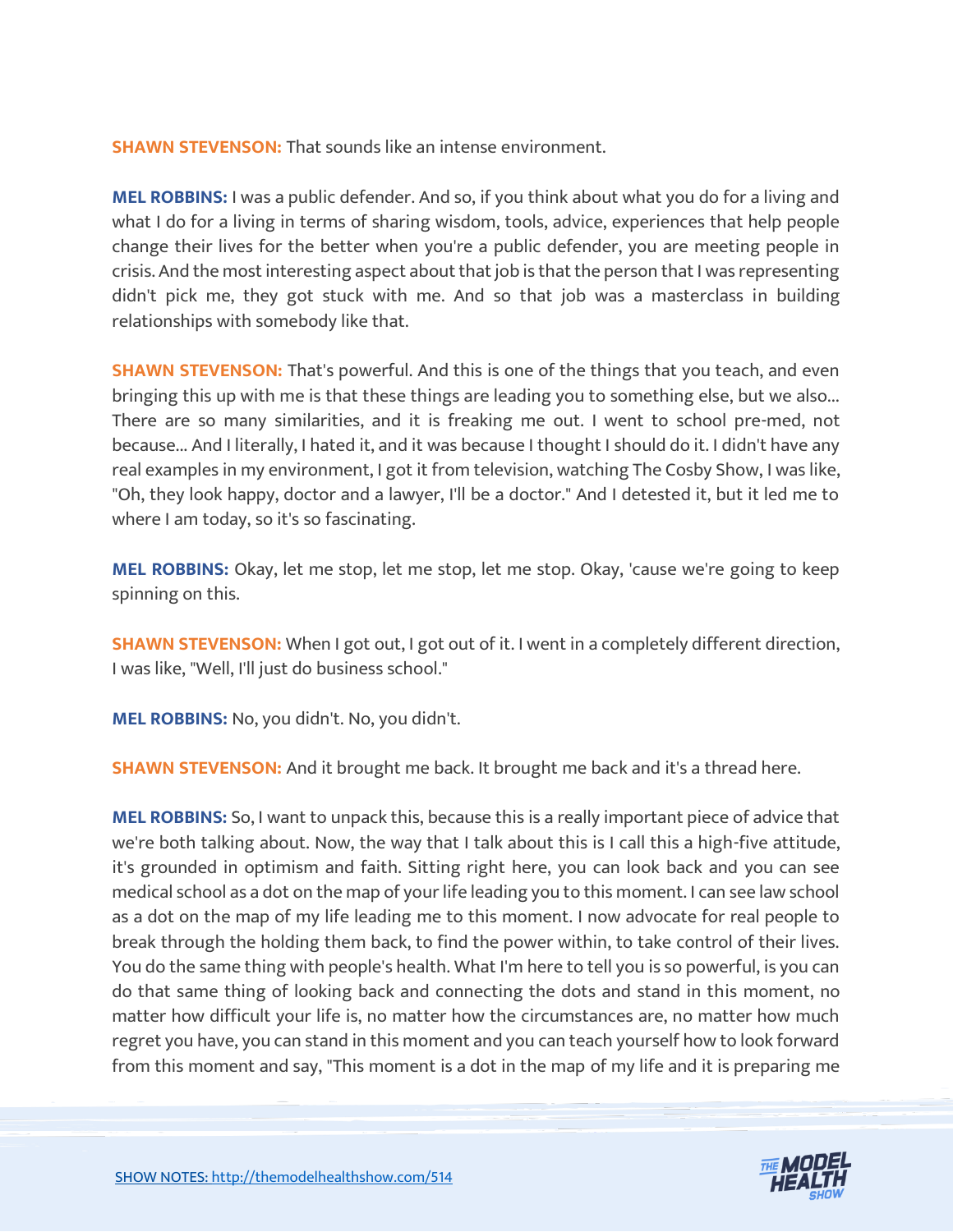**SHAWN STEVENSON:** That sounds like an intense environment.

**MEL ROBBINS:** I was a public defender. And so, if you think about what you do for a living and what I do for a living in terms of sharing wisdom, tools, advice, experiences that help people change their lives for the better when you're a public defender, you are meeting people in crisis. And the most interesting aspect about that job is that the person that I was representing didn't pick me, they got stuck with me. And so that job was a masterclass in building relationships with somebody like that.

**SHAWN STEVENSON:** That's powerful. And this is one of the things that you teach, and even bringing this up with me is that these things are leading you to something else, but we also... There are so many similarities, and it is freaking me out. I went to school pre-med, not because... And I literally, I hated it, and it was because I thought I should do it. I didn't have any real examples in my environment, I got it from television, watching The Cosby Show, I was like, "Oh, they look happy, doctor and a lawyer, I'll be a doctor." And I detested it, but it led me to where I am today, so it's so fascinating.

**MEL ROBBINS:** Okay, let me stop, let me stop, let me stop. Okay, 'cause we're going to keep spinning on this.

**SHAWN STEVENSON:** When I got out, I got out of it. I went in a completely different direction, I was like, "Well, I'll just do business school."

**MEL ROBBINS:** No, you didn't. No, you didn't.

**SHAWN STEVENSON:** And it brought me back. It brought me back and it's a thread here.

**MEL ROBBINS:** So, I want to unpack this, because this is a really important piece of advice that we're both talking about. Now, the way that I talk about this is I call this a high-five attitude, it's grounded in optimism and faith. Sitting right here, you can look back and you can see medical school as a dot on the map of your life leading you to this moment. I can see law school as a dot on the map of my life leading me to this moment. I now advocate for real people to break through the holding them back, to find the power within, to take control of their lives. You do the same thing with people's health. What I'm here to tell you is so powerful, is you can do that same thing of looking back and connecting the dots and stand in this moment, no matter how difficult your life is, no matter how the circumstances are, no matter how much regret you have, you can stand in this moment and you can teach yourself how to look forward from this moment and say, "This moment is a dot in the map of my life and it is preparing me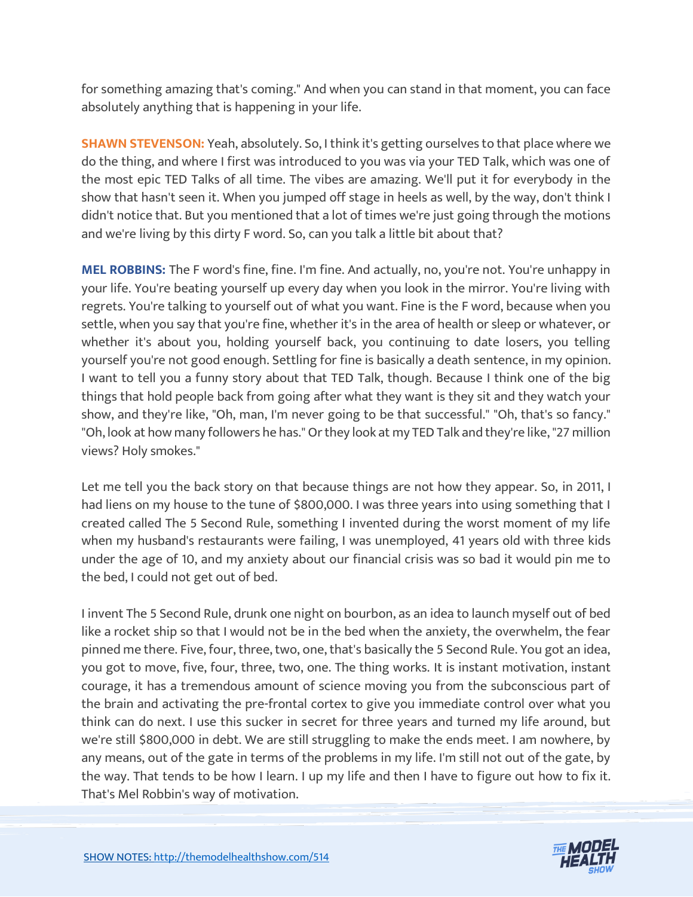for something amazing that's coming." And when you can stand in that moment, you can face absolutely anything that is happening in your life.

**SHAWN STEVENSON:** Yeah, absolutely. So, I think it's getting ourselves to that place where we do the thing, and where I first was introduced to you was via your TED Talk, which was one of the most epic TED Talks of all time. The vibes are amazing. We'll put it for everybody in the show that hasn't seen it. When you jumped off stage in heels as well, by the way, don't think I didn't notice that. But you mentioned that a lot of times we're just going through the motions and we're living by this dirty F word. So, can you talk a little bit about that?

**MEL ROBBINS:** The F word's fine, fine. I'm fine. And actually, no, you're not. You're unhappy in your life. You're beating yourself up every day when you look in the mirror. You're living with regrets. You're talking to yourself out of what you want. Fine is the F word, because when you settle, when you say that you're fine, whether it's in the area of health or sleep or whatever, or whether it's about you, holding yourself back, you continuing to date losers, you telling yourself you're not good enough. Settling for fine is basically a death sentence, in my opinion. I want to tell you a funny story about that TED Talk, though. Because I think one of the big things that hold people back from going after what they want is they sit and they watch your show, and they're like, "Oh, man, I'm never going to be that successful." "Oh, that's so fancy." "Oh, look at how many followers he has." Or they look at my TED Talk and they're like, "27 million views? Holy smokes."

Let me tell you the back story on that because things are not how they appear. So, in 2011, I had liens on my house to the tune of $800,000. I was three years into using something that I created called The 5 Second Rule, something I invented during the worst moment of my life when my husband's restaurants were failing, I was unemployed, 41 years old with three kids under the age of 10, and my anxiety about our financial crisis was so bad it would pin me to the bed, I could not get out of bed.

I invent The 5 Second Rule, drunk one night on bourbon, as an idea to launch myself out of bed like a rocket ship so that I would not be in the bed when the anxiety, the overwhelm, the fear pinned me there. Five, four, three, two, one, that's basically the 5 Second Rule. You got an idea, you got to move, five, four, three, two, one. The thing works. It is instant motivation, instant courage, it has a tremendous amount of science moving you from the subconscious part of the brain and activating the pre-frontal cortex to give you immediate control over what you think can do next. I use this sucker in secret for three years and turned my life around, but we're still $800,000 in debt. We are still struggling to make the ends meet. I am nowhere, by any means, out of the gate in terms of the problems in my life. I'm still not out of the gate, by the way. That tends to be how I learn. I up my life and then I have to figure out how to fix it. That's Mel Robbin's way of motivation.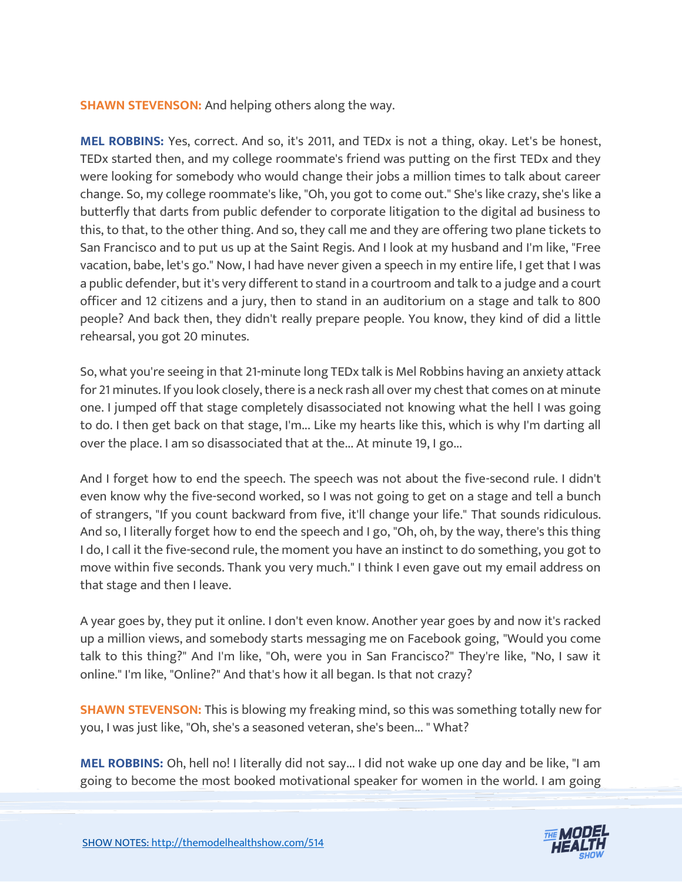**SHAWN STEVENSON:** And helping others along the way.

**MEL ROBBINS:** Yes, correct. And so, it's 2011, and TEDx is not a thing, okay. Let's be honest, TEDx started then, and my college roommate's friend was putting on the first TEDx and they were looking for somebody who would change their jobs a million times to talk about career change. So, my college roommate's like, "Oh, you got to come out." She's like crazy, she's like a butterfly that darts from public defender to corporate litigation to the digital ad business to this, to that, to the other thing. And so, they call me and they are offering two plane tickets to San Francisco and to put us up at the Saint Regis. And I look at my husband and I'm like, "Free vacation, babe, let's go." Now, I had have never given a speech in my entire life, I get that I was a public defender, but it's very different to stand in a courtroom and talk to a judge and a court officer and 12 citizens and a jury, then to stand in an auditorium on a stage and talk to 800 people? And back then, they didn't really prepare people. You know, they kind of did a little rehearsal, you got 20 minutes.

So, what you're seeing in that 21-minute long TEDx talk is Mel Robbins having an anxiety attack for 21 minutes. If you look closely, there is a neck rash all over my chest that comes on at minute one. I jumped off that stage completely disassociated not knowing what the hell I was going to do. I then get back on that stage, I'm... Like my hearts like this, which is why I'm darting all over the place. I am so disassociated that at the... At minute 19, I go...

And I forget how to end the speech. The speech was not about the five-second rule. I didn't even know why the five-second worked, so I was not going to get on a stage and tell a bunch of strangers, "If you count backward from five, it'll change your life." That sounds ridiculous. And so, I literally forget how to end the speech and I go, "Oh, oh, by the way, there's this thing I do, I call it the five-second rule, the moment you have an instinct to do something, you got to move within five seconds. Thank you very much." I think I even gave out my email address on that stage and then I leave.

A year goes by, they put it online. I don't even know. Another year goes by and now it's racked up a million views, and somebody starts messaging me on Facebook going, "Would you come talk to this thing?" And I'm like, "Oh, were you in San Francisco?" They're like, "No, I saw it online." I'm like, "Online?" And that's how it all began. Is that not crazy?

**SHAWN STEVENSON:** This is blowing my freaking mind, so this was something totally new for you, I was just like, "Oh, she's a seasoned veteran, she's been... " What?

**MEL ROBBINS:** Oh, hell no! I literally did not say... I did not wake up one day and be like, "I am going to become the most booked motivational speaker for women in the world. I am going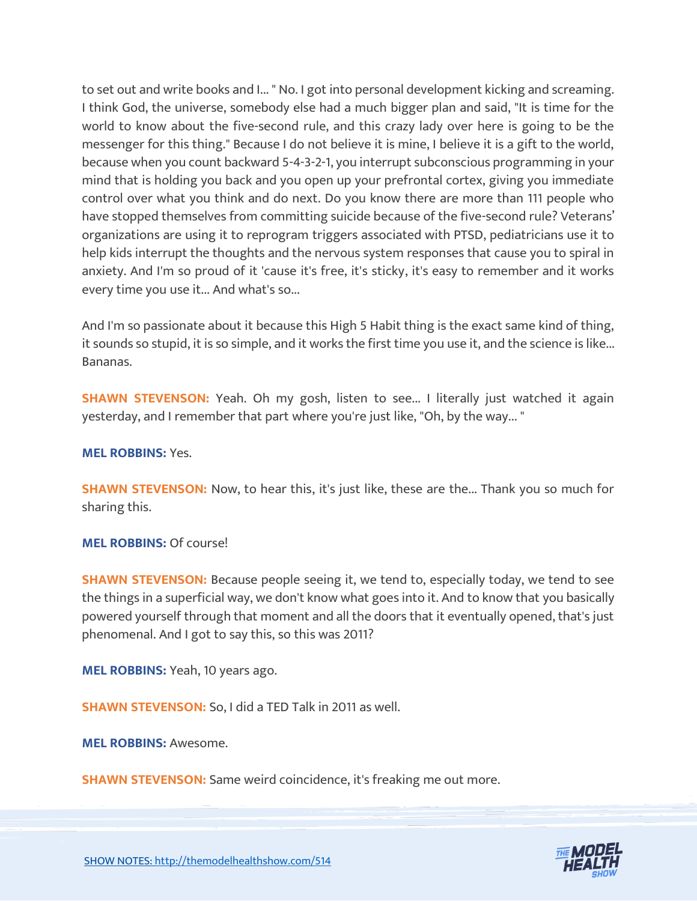to set out and write books and I... " No. I got into personal development kicking and screaming. I think God, the universe, somebody else had a much bigger plan and said, "It is time for the world to know about the five-second rule, and this crazy lady over here is going to be the messenger for this thing." Because I do not believe it is mine, I believe it is a gift to the world, because when you count backward 5-4-3-2-1, you interrupt subconscious programming in your mind that is holding you back and you open up your prefrontal cortex, giving you immediate control over what you think and do next. Do you know there are more than 111 people who have stopped themselves from committing suicide because of the five-second rule? Veterans' organizations are using it to reprogram triggers associated with PTSD, pediatricians use it to help kids interrupt the thoughts and the nervous system responses that cause you to spiral in anxiety. And I'm so proud of it 'cause it's free, it's sticky, it's easy to remember and it works every time you use it... And what's so...

And I'm so passionate about it because this High 5 Habit thing is the exact same kind of thing, it sounds so stupid, it is so simple, and it works the first time you use it, and the science is like... Bananas.

**SHAWN STEVENSON:** Yeah. Oh my gosh, listen to see... I literally just watched it again yesterday, and I remember that part where you're just like, "Oh, by the way... "

**MEL ROBBINS:** Yes.

**SHAWN STEVENSON:** Now, to hear this, it's just like, these are the... Thank you so much for sharing this.

**MEL ROBBINS:** Of course!

**SHAWN STEVENSON:** Because people seeing it, we tend to, especially today, we tend to see the things in a superficial way, we don't know what goes into it. And to know that you basically powered yourself through that moment and all the doors that it eventually opened, that's just phenomenal. And I got to say this, so this was 2011?

**MEL ROBBINS:** Yeah, 10 years ago.

**SHAWN STEVENSON:** So, I did a TED Talk in 2011 as well.

**MEL ROBBINS:** Awesome.

**SHAWN STEVENSON:** Same weird coincidence, it's freaking me out more.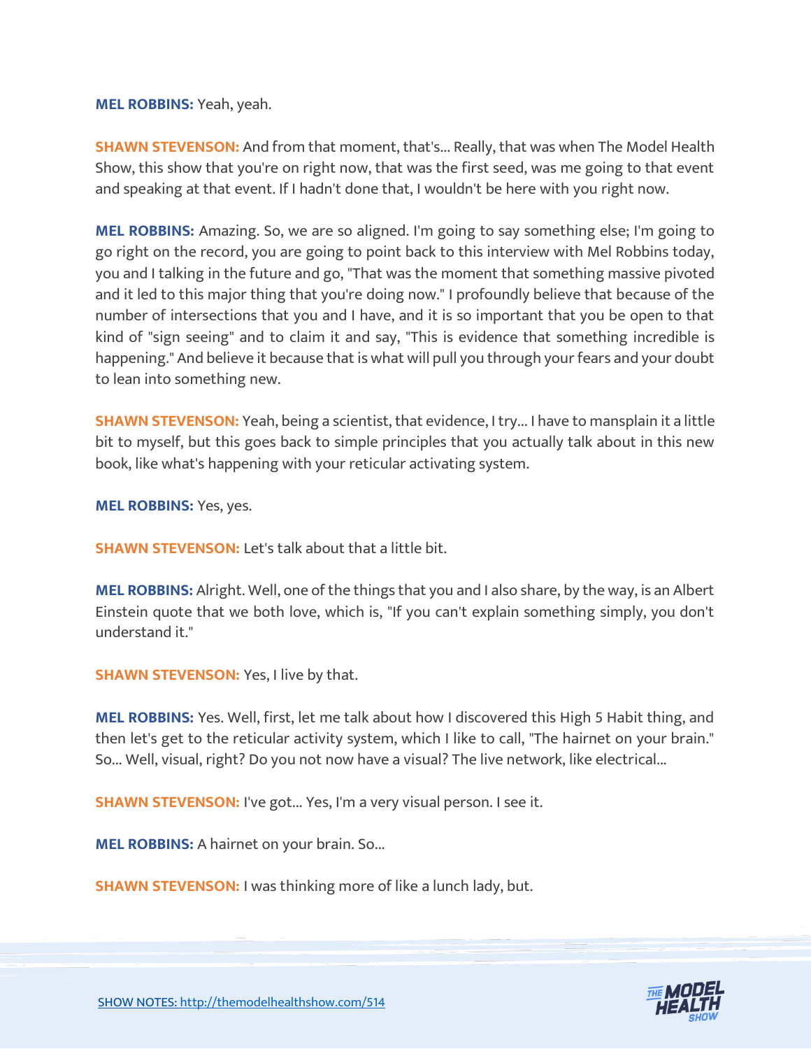**MEL ROBBINS:** Yeah, yeah.

**SHAWN STEVENSON:** And from that moment, that's... Really, that was when The Model Health Show, this show that you're on right now, that was the first seed, was me going to that event and speaking at that event. If I hadn't done that, I wouldn't be here with you right now.

**MEL ROBBINS:** Amazing. So, we are so aligned. I'm going to say something else; I'm going to go right on the record, you are going to point back to this interview with Mel Robbins today, you and I talking in the future and go, "That was the moment that something massive pivoted and it led to this major thing that you're doing now." I profoundly believe that because of the number of intersections that you and I have, and it is so important that you be open to that kind of "sign seeing" and to claim it and say, "This is evidence that something incredible is happening." And believe it because that is what will pull you through your fears and your doubt to lean into something new.

**SHAWN STEVENSON:** Yeah, being a scientist, that evidence, I try... I have to mansplain it a little bit to myself, but this goes back to simple principles that you actually talk about in this new book, like what's happening with your reticular activating system.

**MEL ROBBINS:** Yes, yes.

**SHAWN STEVENSON:** Let's talk about that a little bit.

**MEL ROBBINS:** Alright. Well, one of the things that you and I also share, by the way, is an Albert Einstein quote that we both love, which is, "If you can't explain something simply, you don't understand it."

**SHAWN STEVENSON:** Yes, I live by that.

**MEL ROBBINS:** Yes. Well, first, let me talk about how I discovered this High 5 Habit thing, and then let's get to the reticular activity system, which I like to call, "The hairnet on your brain." So... Well, visual, right? Do you not now have a visual? The live network, like electrical...

**SHAWN STEVENSON:** I've got... Yes, I'm a very visual person. I see it.

**MEL ROBBINS:** A hairnet on your brain. So...

**SHAWN STEVENSON:** I was thinking more of like a lunch lady, but.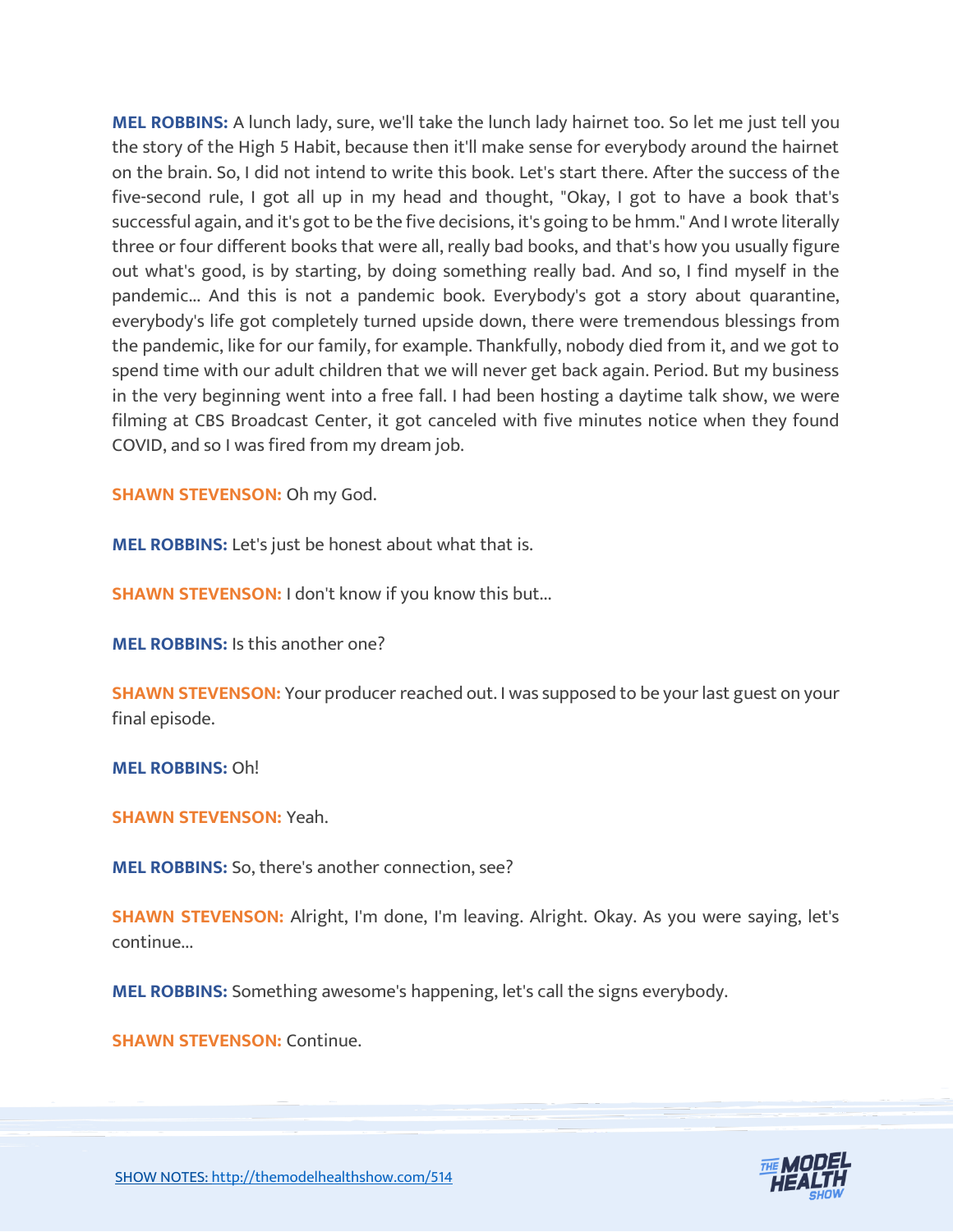**MEL ROBBINS:** A lunch lady, sure, we'll take the lunch lady hairnet too. So let me just tell you the story of the High 5 Habit, because then it'll make sense for everybody around the hairnet on the brain. So, I did not intend to write this book. Let's start there. After the success of the five-second rule, I got all up in my head and thought, "Okay, I got to have a book that's successful again, and it's got to be the five decisions, it's going to be hmm." And I wrote literally three or four different books that were all, really bad books, and that's how you usually figure out what's good, is by starting, by doing something really bad. And so, I find myself in the pandemic... And this is not a pandemic book. Everybody's got a story about quarantine, everybody's life got completely turned upside down, there were tremendous blessings from the pandemic, like for our family, for example. Thankfully, nobody died from it, and we got to spend time with our adult children that we will never get back again. Period. But my business in the very beginning went into a free fall. I had been hosting a daytime talk show, we were filming at CBS Broadcast Center, it got canceled with five minutes notice when they found COVID, and so I was fired from my dream job.

**SHAWN STEVENSON:** Oh my God.

**MEL ROBBINS:** Let's just be honest about what that is.

**SHAWN STEVENSON:** I don't know if you know this but...

**MEL ROBBINS:** Is this another one?

**SHAWN STEVENSON:** Your producer reached out. I was supposed to be your last guest on your final episode.

**MEL ROBBINS:** Oh!

**SHAWN STEVENSON:** Yeah.

**MEL ROBBINS:** So, there's another connection, see?

**SHAWN STEVENSON:** Alright, I'm done, I'm leaving. Alright. Okay. As you were saying, let's continue...

**MEL ROBBINS:** Something awesome's happening, let's call the signs everybody.

**SHAWN STEVENSON:** Continue.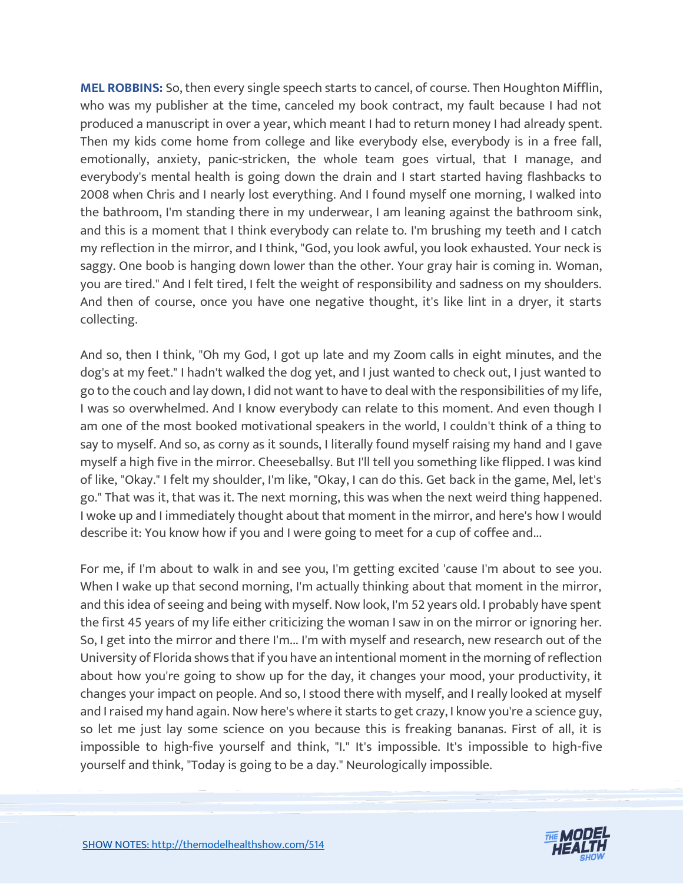**MEL ROBBINS:** So, then every single speech starts to cancel, of course. Then Houghton Mifflin, who was my publisher at the time, canceled my book contract, my fault because I had not produced a manuscript in over a year, which meant I had to return money I had already spent. Then my kids come home from college and like everybody else, everybody is in a free fall, emotionally, anxiety, panic-stricken, the whole team goes virtual, that I manage, and everybody's mental health is going down the drain and I start started having flashbacks to 2008 when Chris and I nearly lost everything. And I found myself one morning, I walked into the bathroom, I'm standing there in my underwear, I am leaning against the bathroom sink, and this is a moment that I think everybody can relate to. I'm brushing my teeth and I catch my reflection in the mirror, and I think, "God, you look awful, you look exhausted. Your neck is saggy. One boob is hanging down lower than the other. Your gray hair is coming in. Woman, you are tired." And I felt tired, I felt the weight of responsibility and sadness on my shoulders. And then of course, once you have one negative thought, it's like lint in a dryer, it starts collecting.

And so, then I think, "Oh my God, I got up late and my Zoom calls in eight minutes, and the dog's at my feet." I hadn't walked the dog yet, and I just wanted to check out, I just wanted to go to the couch and lay down, I did not want to have to deal with the responsibilities of my life, I was so overwhelmed. And I know everybody can relate to this moment. And even though I am one of the most booked motivational speakers in the world, I couldn't think of a thing to say to myself. And so, as corny as it sounds, I literally found myself raising my hand and I gave myself a high five in the mirror. Cheeseballsy. But I'll tell you something like flipped. I was kind of like, "Okay." I felt my shoulder, I'm like, "Okay, I can do this. Get back in the game, Mel, let's go." That was it, that was it. The next morning, this was when the next weird thing happened. I woke up and I immediately thought about that moment in the mirror, and here's how I would describe it: You know how if you and I were going to meet for a cup of coffee and...

For me, if I'm about to walk in and see you, I'm getting excited 'cause I'm about to see you. When I wake up that second morning, I'm actually thinking about that moment in the mirror, and this idea of seeing and being with myself. Now look, I'm 52 years old. I probably have spent the first 45 years of my life either criticizing the woman I saw in on the mirror or ignoring her. So, I get into the mirror and there I'm... I'm with myself and research, new research out of the University of Florida shows that if you have an intentional moment in the morning of reflection about how you're going to show up for the day, it changes your mood, your productivity, it changes your impact on people. And so, I stood there with myself, and I really looked at myself and I raised my hand again. Now here's where it starts to get crazy, I know you're a science guy, so let me just lay some science on you because this is freaking bananas. First of all, it is impossible to high-five yourself and think, "I." It's impossible. It's impossible to high-five yourself and think, "Today is going to be a day." Neurologically impossible.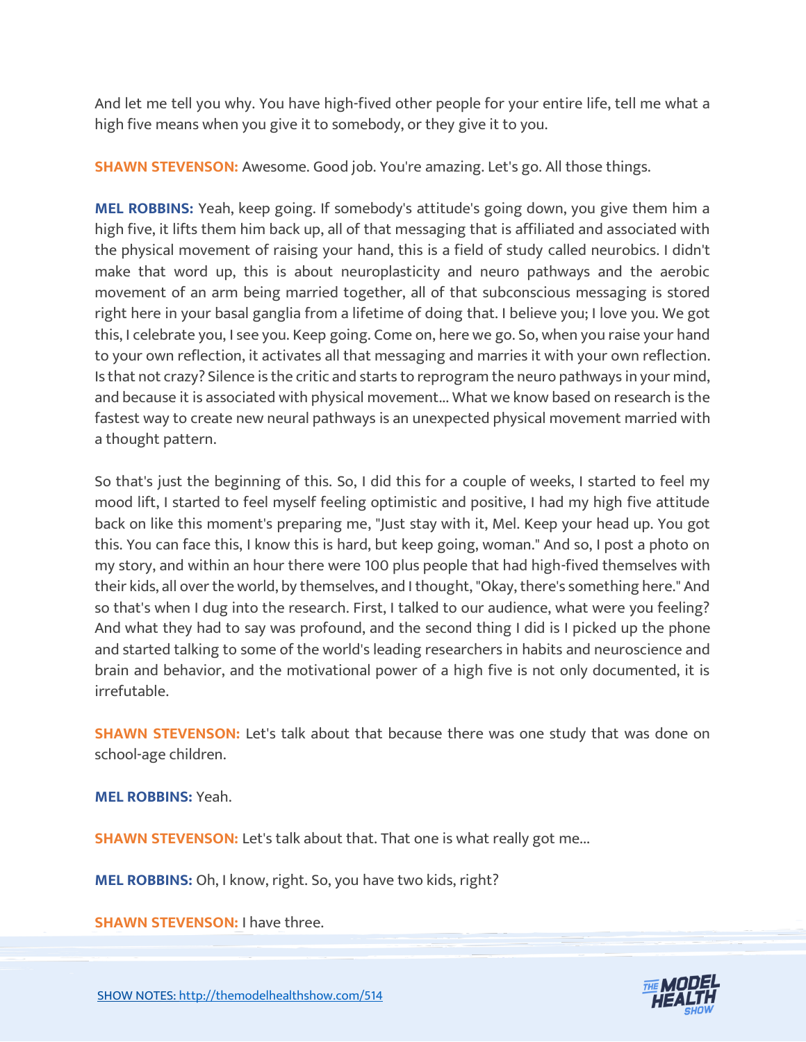And let me tell you why. You have high-fived other people for your entire life, tell me what a high five means when you give it to somebody, or they give it to you.

**SHAWN STEVENSON:** Awesome. Good job. You're amazing. Let's go. All those things.

**MEL ROBBINS:** Yeah, keep going. If somebody's attitude's going down, you give them him a high five, it lifts them him back up, all of that messaging that is affiliated and associated with the physical movement of raising your hand, this is a field of study called neurobics. I didn't make that word up, this is about neuroplasticity and neuro pathways and the aerobic movement of an arm being married together, all of that subconscious messaging is stored right here in your basal ganglia from a lifetime of doing that. I believe you; I love you. We got this, I celebrate you, I see you. Keep going. Come on, here we go. So, when you raise your hand to your own reflection, it activates all that messaging and marries it with your own reflection. Is that not crazy? Silence is the critic and starts to reprogram the neuro pathways in your mind, and because it is associated with physical movement... What we know based on research is the fastest way to create new neural pathways is an unexpected physical movement married with a thought pattern.

So that's just the beginning of this. So, I did this for a couple of weeks, I started to feel my mood lift, I started to feel myself feeling optimistic and positive, I had my high five attitude back on like this moment's preparing me, "Just stay with it, Mel. Keep your head up. You got this. You can face this, I know this is hard, but keep going, woman." And so, I post a photo on my story, and within an hour there were 100 plus people that had high-fived themselves with their kids, all over the world, by themselves, and I thought, "Okay, there's something here." And so that's when I dug into the research. First, I talked to our audience, what were you feeling? And what they had to say was profound, and the second thing I did is I picked up the phone and started talking to some of the world's leading researchers in habits and neuroscience and brain and behavior, and the motivational power of a high five is not only documented, it is irrefutable.

**SHAWN STEVENSON:** Let's talk about that because there was one study that was done on school-age children.

**MEL ROBBINS:** Yeah.

**SHAWN STEVENSON:** Let's talk about that. That one is what really got me...

**MEL ROBBINS:** Oh, I know, right. So, you have two kids, right?

**SHAWN STEVENSON:** I have three.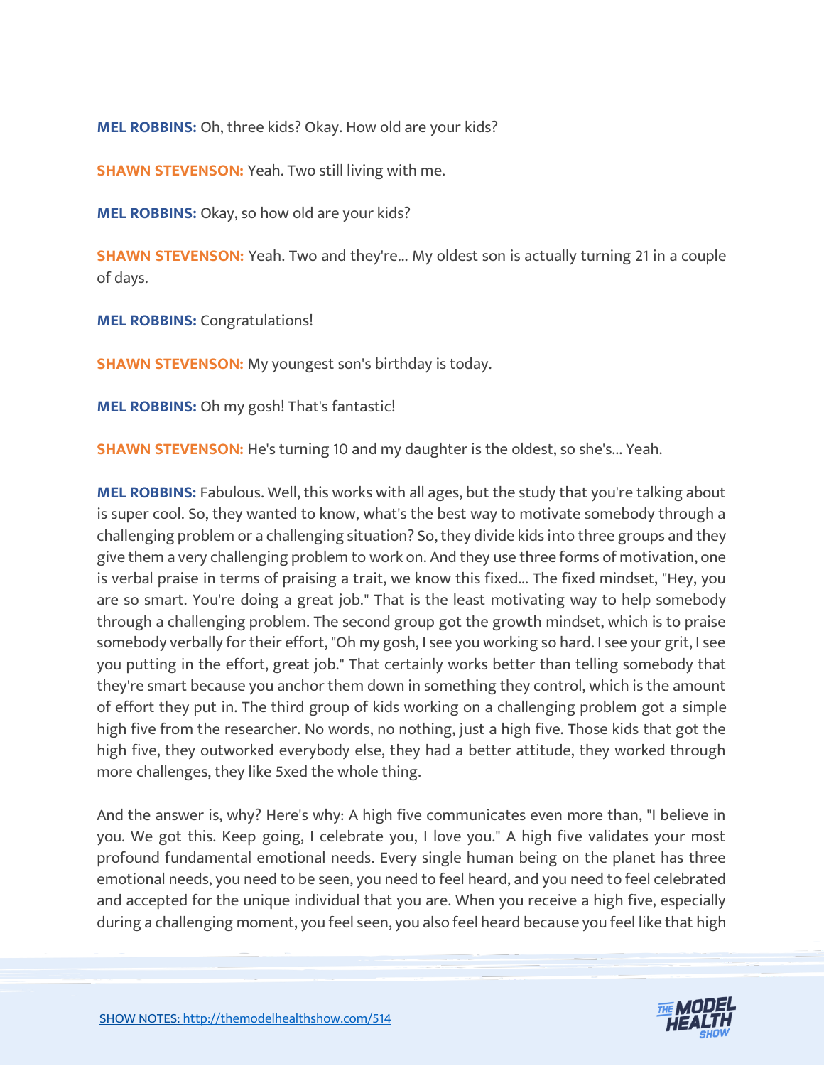**MEL ROBBINS:** Oh, three kids? Okay. How old are your kids?

**SHAWN STEVENSON:** Yeah. Two still living with me.

**MEL ROBBINS:** Okay, so how old are your kids?

**SHAWN STEVENSON:** Yeah. Two and they're... My oldest son is actually turning 21 in a couple of days.

**MEL ROBBINS:** Congratulations!

**SHAWN STEVENSON:** My youngest son's birthday is today.

**MEL ROBBINS:** Oh my gosh! That's fantastic!

**SHAWN STEVENSON:** He's turning 10 and my daughter is the oldest, so she's... Yeah.

**MEL ROBBINS:** Fabulous. Well, this works with all ages, but the study that you're talking about is super cool. So, they wanted to know, what's the best way to motivate somebody through a challenging problem or a challenging situation? So, they divide kids into three groups and they give them a very challenging problem to work on. And they use three forms of motivation, one is verbal praise in terms of praising a trait, we know this fixed... The fixed mindset, "Hey, you are so smart. You're doing a great job." That is the least motivating way to help somebody through a challenging problem. The second group got the growth mindset, which is to praise somebody verbally for their effort, "Oh my gosh, I see you working so hard. I see your grit, I see you putting in the effort, great job." That certainly works better than telling somebody that they're smart because you anchor them down in something they control, which is the amount of effort they put in. The third group of kids working on a challenging problem got a simple high five from the researcher. No words, no nothing, just a high five. Those kids that got the high five, they outworked everybody else, they had a better attitude, they worked through more challenges, they like 5xed the whole thing.

And the answer is, why? Here's why: A high five communicates even more than, "I believe in you. We got this. Keep going, I celebrate you, I love you." A high five validates your most profound fundamental emotional needs. Every single human being on the planet has three emotional needs, you need to be seen, you need to feel heard, and you need to feel celebrated and accepted for the unique individual that you are. When you receive a high five, especially during a challenging moment, you feel seen, you also feel heard because you feel like that high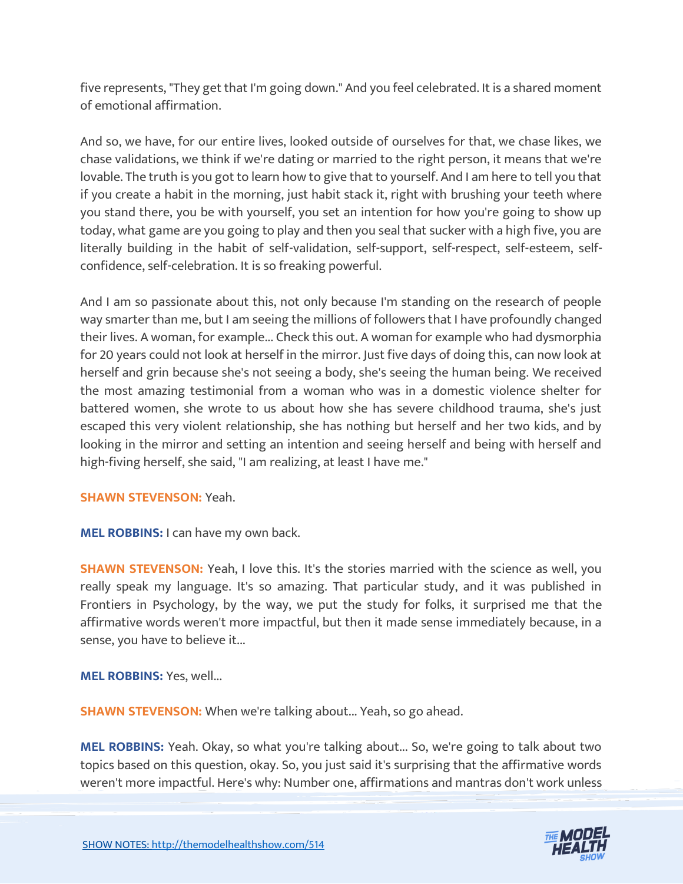five represents, "They get that I'm going down." And you feel celebrated. It is a shared moment of emotional affirmation.

And so, we have, for our entire lives, looked outside of ourselves for that, we chase likes, we chase validations, we think if we're dating or married to the right person, it means that we're lovable. The truth is you got to learn how to give that to yourself. And I am here to tell you that if you create a habit in the morning, just habit stack it, right with brushing your teeth where you stand there, you be with yourself, you set an intention for how you're going to show up today, what game are you going to play and then you seal that sucker with a high five, you are literally building in the habit of self-validation, self-support, self-respect, self-esteem, self-confidence, self-celebration. It is so freaking powerful.

And I am so passionate about this, not only because I'm standing on the research of people way smarter than me, but I am seeing the millions of followers that I have profoundly changed their lives. A woman, for example... Check this out. A woman for example who had dysmorphia for 20 years could not look at herself in the mirror. Just five days of doing this, can now look at herself and grin because she's not seeing a body, she's seeing the human being. We received the most amazing testimonial from a woman who was in a domestic violence shelter for battered women, she wrote to us about how she has severe childhood trauma, she's just escaped this very violent relationship, she has nothing but herself and her two kids, and by looking in the mirror and setting an intention and seeing herself and being with herself and high-fiving herself, she said, "I am realizing, at least I have me."

**SHAWN STEVENSON:** Yeah.

**MEL ROBBINS:** I can have my own back.

**SHAWN STEVENSON:** Yeah, I love this. It's the stories married with the science as well, you really speak my language. It's so amazing. That particular study, and it was published in Frontiers in Psychology, by the way, we put the study for folks, it surprised me that the affirmative words weren't more impactful, but then it made sense immediately because, in a sense, you have to believe it...

**MEL ROBBINS:** Yes, well...

**SHAWN STEVENSON:** When we're talking about... Yeah, so go ahead.

**MEL ROBBINS:** Yeah. Okay, so what you're talking about... So, we're going to talk about two topics based on this question, okay. So, you just said it's surprising that the affirmative words weren't more impactful. Here's why: Number one, affirmations and mantras don't work unless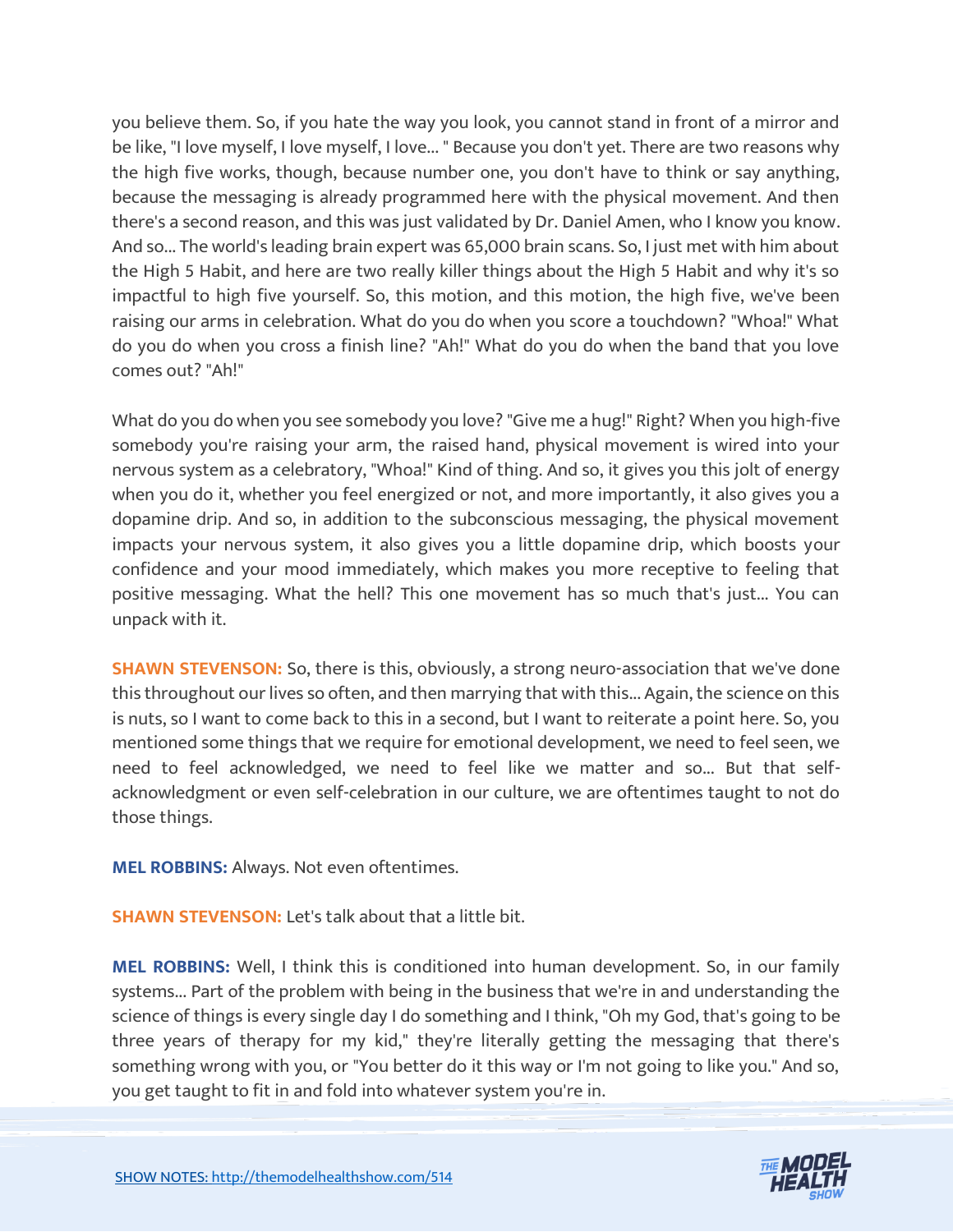you believe them. So, if you hate the way you look, you cannot stand in front of a mirror and be like, "I love myself, I love myself, I love... " Because you don't yet. There are two reasons why the high five works, though, because number one, you don't have to think or say anything, because the messaging is already programmed here with the physical movement. And then there's a second reason, and this was just validated by Dr. Daniel Amen, who I know you know. And so... The world's leading brain expert was 65,000 brain scans. So, I just met with him about the High 5 Habit, and here are two really killer things about the High 5 Habit and why it's so impactful to high five yourself. So, this motion, and this motion, the high five, we've been raising our arms in celebration. What do you do when you score a touchdown? "Whoa!" What do you do when you cross a finish line? "Ah!" What do you do when the band that you love comes out? "Ah!"

What do you do when you see somebody you love? "Give me a hug!" Right? When you high-five somebody you're raising your arm, the raised hand, physical movement is wired into your nervous system as a celebratory, "Whoa!" Kind of thing. And so, it gives you this jolt of energy when you do it, whether you feel energized or not, and more importantly, it also gives you a dopamine drip. And so, in addition to the subconscious messaging, the physical movement impacts your nervous system, it also gives you a little dopamine drip, which boosts your confidence and your mood immediately, which makes you more receptive to feeling that positive messaging. What the hell? This one movement has so much that's just... You can unpack with it.

**SHAWN STEVENSON:** So, there is this, obviously, a strong neuro-association that we've done this throughout our lives so often, and then marrying that with this... Again, the science on this is nuts, so I want to come back to this in a second, but I want to reiterate a point here. So, you mentioned some things that we require for emotional development, we need to feel seen, we need to feel acknowledged, we need to feel like we matter and so... But that self-acknowledgment or even self-celebration in our culture, we are oftentimes taught to not do those things.

**MEL ROBBINS:** Always. Not even oftentimes.

**SHAWN STEVENSON:** Let's talk about that a little bit.

**MEL ROBBINS:** Well, I think this is conditioned into human development. So, in our family systems... Part of the problem with being in the business that we're in and understanding the science of things is every single day I do something and I think, "Oh my God, that's going to be three years of therapy for my kid," they're literally getting the messaging that there's something wrong with you, or "You better do it this way or I'm not going to like you." And so, you get taught to fit in and fold into whatever system you're in.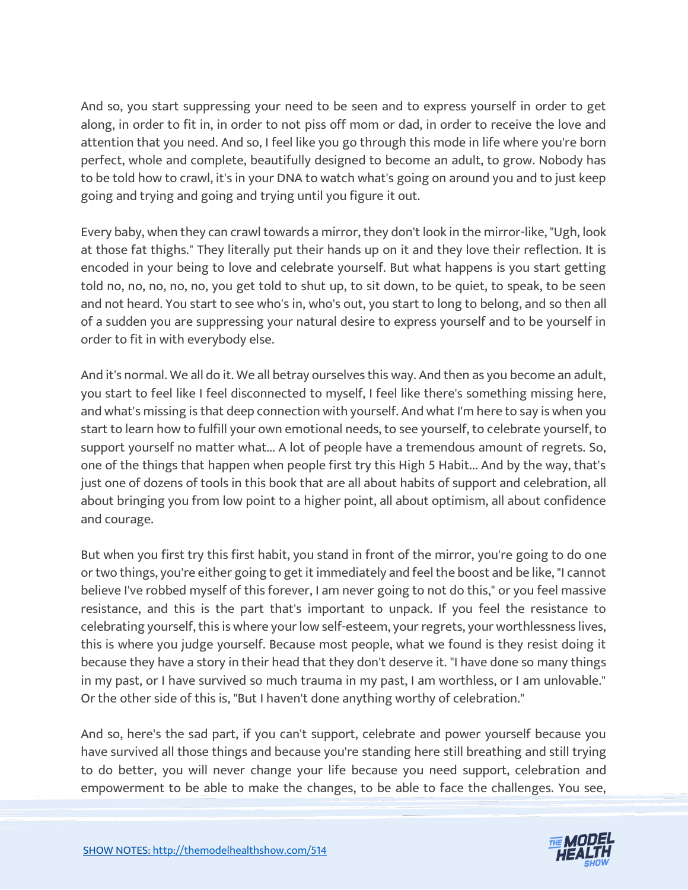And so, you start suppressing your need to be seen and to express yourself in order to get along, in order to fit in, in order to not piss off mom or dad, in order to receive the love and attention that you need. And so, I feel like you go through this mode in life where you're born perfect, whole and complete, beautifully designed to become an adult, to grow. Nobody has to be told how to crawl, it's in your DNA to watch what's going on around you and to just keep going and trying and going and trying until you figure it out.

Every baby, when they can crawl towards a mirror, they don't look in the mirror-like, "Ugh, look at those fat thighs." They literally put their hands up on it and they love their reflection. It is encoded in your being to love and celebrate yourself. But what happens is you start getting told no, no, no, no, no, you get told to shut up, to sit down, to be quiet, to speak, to be seen and not heard. You start to see who's in, who's out, you start to long to belong, and so then all of a sudden you are suppressing your natural desire to express yourself and to be yourself in order to fit in with everybody else.

And it's normal. We all do it. We all betray ourselves this way. And then as you become an adult, you start to feel like I feel disconnected to myself, I feel like there's something missing here, and what's missing is that deep connection with yourself. And what I'm here to say is when you start to learn how to fulfill your own emotional needs, to see yourself, to celebrate yourself, to support yourself no matter what... A lot of people have a tremendous amount of regrets. So, one of the things that happen when people first try this High 5 Habit... And by the way, that's just one of dozens of tools in this book that are all about habits of support and celebration, all about bringing you from low point to a higher point, all about optimism, all about confidence and courage.

But when you first try this first habit, you stand in front of the mirror, you're going to do one or two things, you're either going to get it immediately and feel the boost and be like, "I cannot believe I've robbed myself of this forever, I am never going to not do this," or you feel massive resistance, and this is the part that's important to unpack. If you feel the resistance to celebrating yourself, this is where your low self-esteem, your regrets, your worthlessness lives, this is where you judge yourself. Because most people, what we found is they resist doing it because they have a story in their head that they don't deserve it. "I have done so many things in my past, or I have survived so much trauma in my past, I am worthless, or I am unlovable." Or the other side of this is, "But I haven't done anything worthy of celebration."

And so, here's the sad part, if you can't support, celebrate and power yourself because you have survived all those things and because you're standing here still breathing and still trying to do better, you will never change your life because you need support, celebration and empowerment to be able to make the changes, to be able to face the challenges. You see,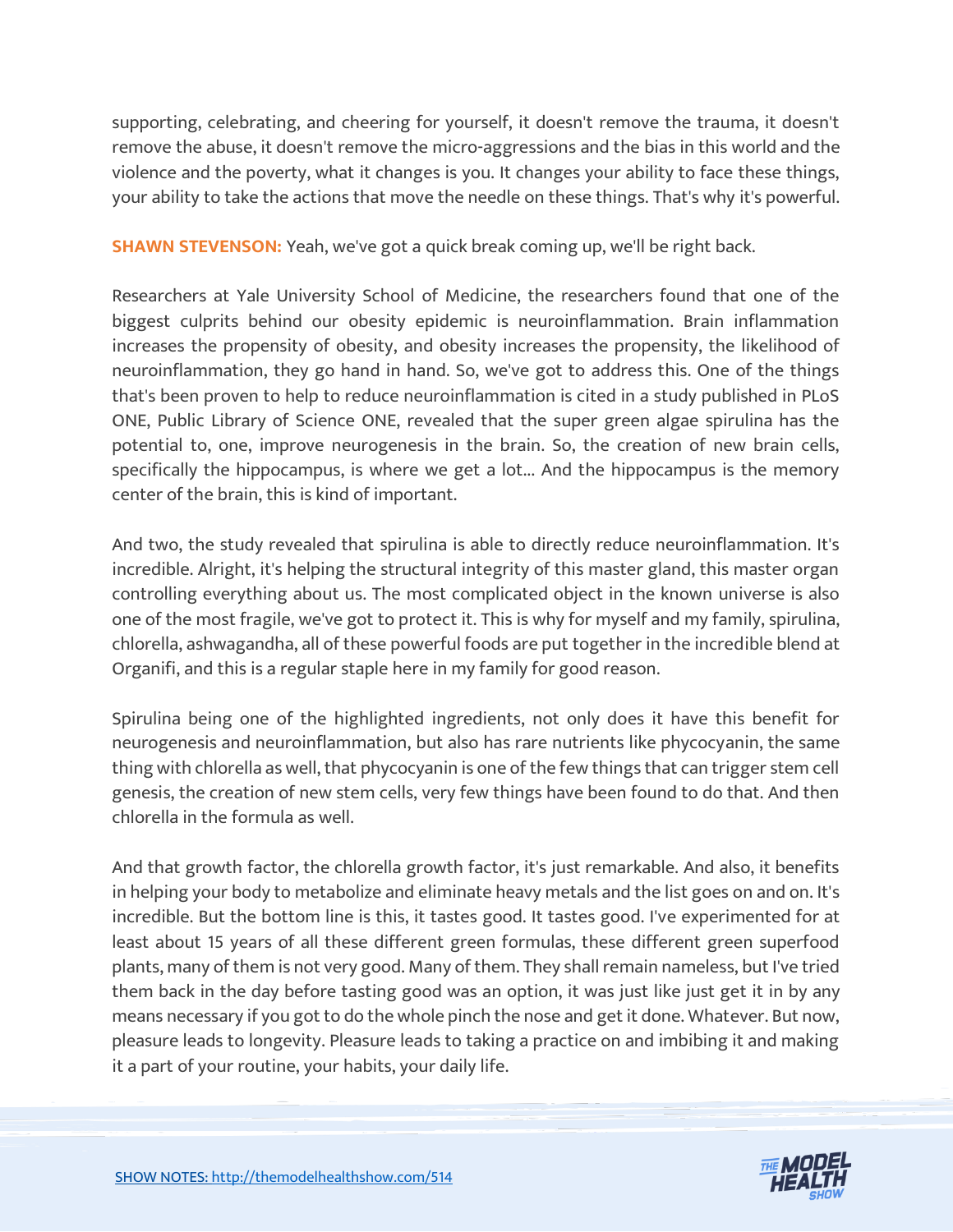supporting, celebrating, and cheering for yourself, it doesn't remove the trauma, it doesn't remove the abuse, it doesn't remove the micro-aggressions and the bias in this world and the violence and the poverty, what it changes is you. It changes your ability to face these things, your ability to take the actions that move the needle on these things. That's why it's powerful.

**SHAWN STEVENSON:** Yeah, we've got a quick break coming up, we'll be right back.

Researchers at Yale University School of Medicine, the researchers found that one of the biggest culprits behind our obesity epidemic is neuroinflammation. Brain inflammation increases the propensity of obesity, and obesity increases the propensity, the likelihood of neuroinflammation, they go hand in hand. So, we've got to address this. One of the things that's been proven to help to reduce neuroinflammation is cited in a study published in PLoS ONE, Public Library of Science ONE, revealed that the super green algae spirulina has the potential to, one, improve neurogenesis in the brain. So, the creation of new brain cells, specifically the hippocampus, is where we get a lot... And the hippocampus is the memory center of the brain, this is kind of important.

And two, the study revealed that spirulina is able to directly reduce neuroinflammation. It's incredible. Alright, it's helping the structural integrity of this master gland, this master organ controlling everything about us. The most complicated object in the known universe is also one of the most fragile, we've got to protect it. This is why for myself and my family, spirulina, chlorella, ashwagandha, all of these powerful foods are put together in the incredible blend at Organifi, and this is a regular staple here in my family for good reason.

Spirulina being one of the highlighted ingredients, not only does it have this benefit for neurogenesis and neuroinflammation, but also has rare nutrients like phycocyanin, the same thing with chlorella as well, that phycocyanin is one of the few things that can trigger stem cell genesis, the creation of new stem cells, very few things have been found to do that. And then chlorella in the formula as well.

And that growth factor, the chlorella growth factor, it's just remarkable. And also, it benefits in helping your body to metabolize and eliminate heavy metals and the list goes on and on. It's incredible. But the bottom line is this, it tastes good. It tastes good. I've experimented for at least about 15 years of all these different green formulas, these different green superfood plants, many of them is not very good. Many of them. They shall remain nameless, but I've tried them back in the day before tasting good was an option, it was just like just get it in by any means necessary if you got to do the whole pinch the nose and get it done. Whatever. But now, pleasure leads to longevity. Pleasure leads to taking a practice on and imbibing it and making it a part of your routine, your habits, your daily life.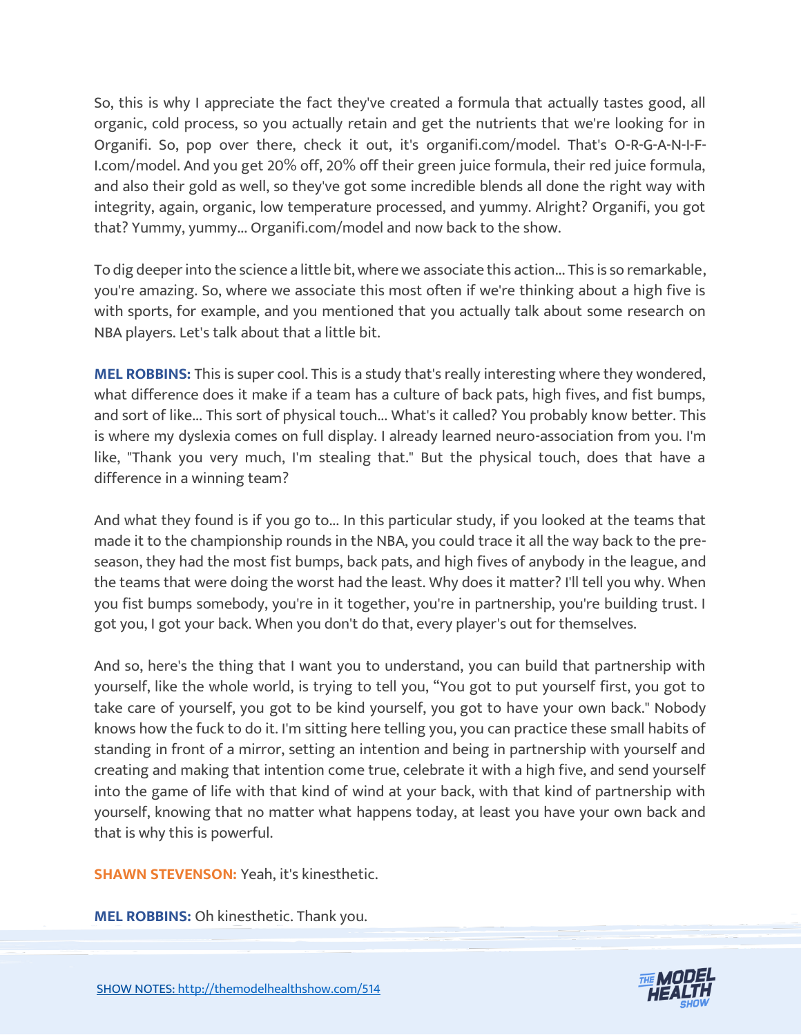So, this is why I appreciate the fact they've created a formula that actually tastes good, all organic, cold process, so you actually retain and get the nutrients that we're looking for in Organifi. So, pop over there, check it out, it's organifi.com/model. That's O-R-G-A-N-I-F-I.com/model. And you get 20% off, 20% off their green juice formula, their red juice formula, and also their gold as well, so they've got some incredible blends all done the right way with integrity, again, organic, low temperature processed, and yummy. Alright? Organifi, you got that? Yummy, yummy... Organifi.com/model and now back to the show.

To dig deeper into the science a little bit, where we associate this action... This is so remarkable, you're amazing. So, where we associate this most often if we're thinking about a high five is with sports, for example, and you mentioned that you actually talk about some research on NBA players. Let's talk about that a little bit.

**MEL ROBBINS:** This is super cool. This is a study that's really interesting where they wondered, what difference does it make if a team has a culture of back pats, high fives, and fist bumps, and sort of like... This sort of physical touch... What's it called? You probably know better. This is where my dyslexia comes on full display. I already learned neuro-association from you. I'm like, "Thank you very much, I'm stealing that." But the physical touch, does that have a difference in a winning team?

And what they found is if you go to... In this particular study, if you looked at the teams that made it to the championship rounds in the NBA, you could trace it all the way back to the pre-season, they had the most fist bumps, back pats, and high fives of anybody in the league, and the teams that were doing the worst had the least. Why does it matter? I'll tell you why. When you fist bumps somebody, you're in it together, you're in partnership, you're building trust. I got you, I got your back. When you don't do that, every player's out for themselves.

And so, here's the thing that I want you to understand, you can build that partnership with yourself, like the whole world, is trying to tell you, "You got to put yourself first, you got to take care of yourself, you got to be kind yourself, you got to have your own back." Nobody knows how the fuck to do it. I'm sitting here telling you, you can practice these small habits of standing in front of a mirror, setting an intention and being in partnership with yourself and creating and making that intention come true, celebrate it with a high five, and send yourself into the game of life with that kind of wind at your back, with that kind of partnership with yourself, knowing that no matter what happens today, at least you have your own back and that is why this is powerful.

**SHAWN STEVENSON:** Yeah, it's kinesthetic.

**MEL ROBBINS:** Oh kinesthetic. Thank you.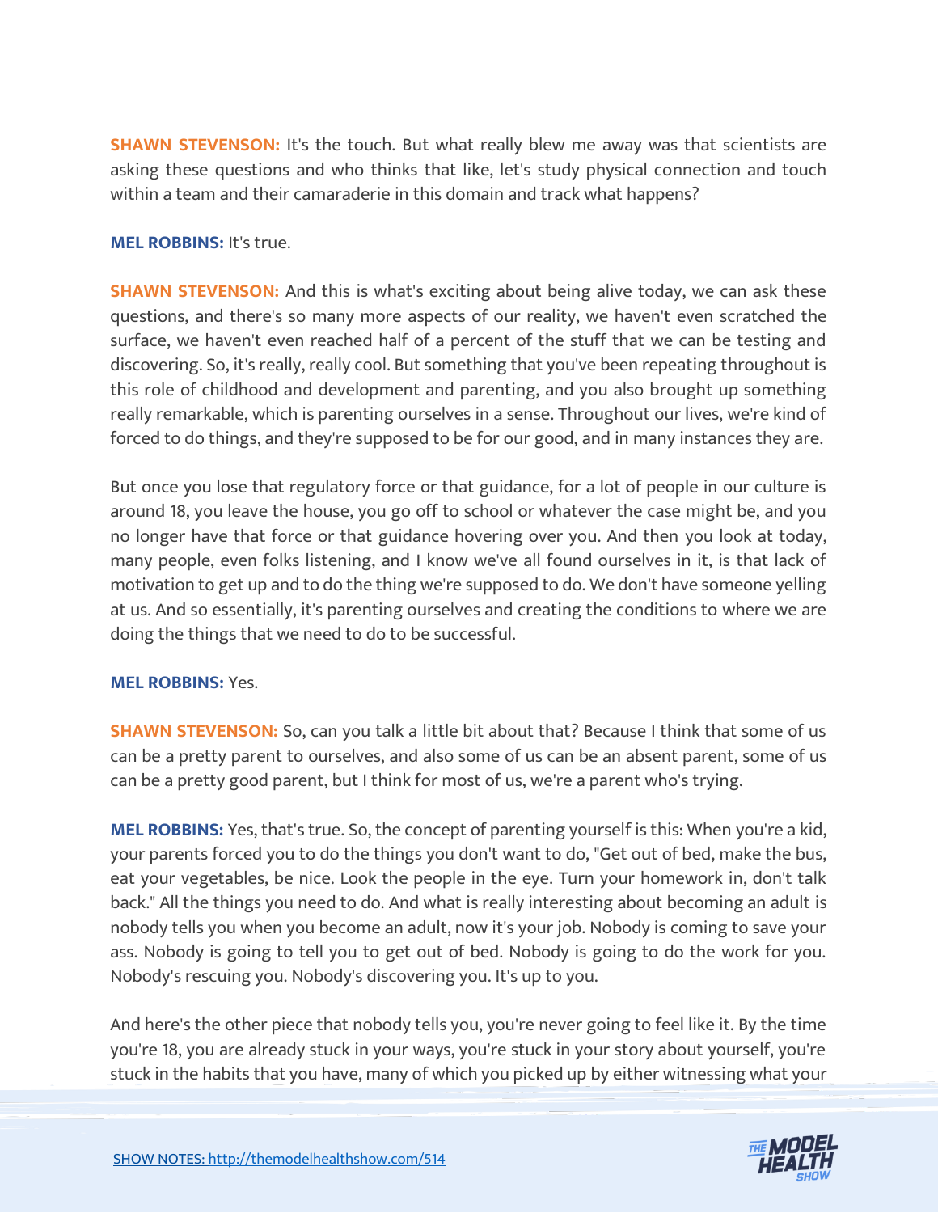**SHAWN STEVENSON:** It's the touch. But what really blew me away was that scientists are asking these questions and who thinks that like, let's study physical connection and touch within a team and their camaraderie in this domain and track what happens?

**MEL ROBBINS:** It's true.

**SHAWN STEVENSON:** And this is what's exciting about being alive today, we can ask these questions, and there's so many more aspects of our reality, we haven't even scratched the surface, we haven't even reached half of a percent of the stuff that we can be testing and discovering. So, it's really, really cool. But something that you've been repeating throughout is this role of childhood and development and parenting, and you also brought up something really remarkable, which is parenting ourselves in a sense. Throughout our lives, we're kind of forced to do things, and they're supposed to be for our good, and in many instances they are.

But once you lose that regulatory force or that guidance, for a lot of people in our culture is around 18, you leave the house, you go off to school or whatever the case might be, and you no longer have that force or that guidance hovering over you. And then you look at today, many people, even folks listening, and I know we've all found ourselves in it, is that lack of motivation to get up and to do the thing we're supposed to do. We don't have someone yelling at us. And so essentially, it's parenting ourselves and creating the conditions to where we are doing the things that we need to do to be successful.

**MEL ROBBINS:** Yes.

**SHAWN STEVENSON:** So, can you talk a little bit about that? Because I think that some of us can be a pretty parent to ourselves, and also some of us can be an absent parent, some of us can be a pretty good parent, but I think for most of us, we're a parent who's trying.

**MEL ROBBINS:** Yes, that's true. So, the concept of parenting yourself is this: When you're a kid, your parents forced you to do the things you don't want to do, "Get out of bed, make the bus, eat your vegetables, be nice. Look the people in the eye. Turn your homework in, don't talk back." All the things you need to do. And what is really interesting about becoming an adult is nobody tells you when you become an adult, now it's your job. Nobody is coming to save your ass. Nobody is going to tell you to get out of bed. Nobody is going to do the work for you. Nobody's rescuing you. Nobody's discovering you. It's up to you.

And here's the other piece that nobody tells you, you're never going to feel like it. By the time you're 18, you are already stuck in your ways, you're stuck in your story about yourself, you're stuck in the habits that you have, many of which you picked up by either witnessing what your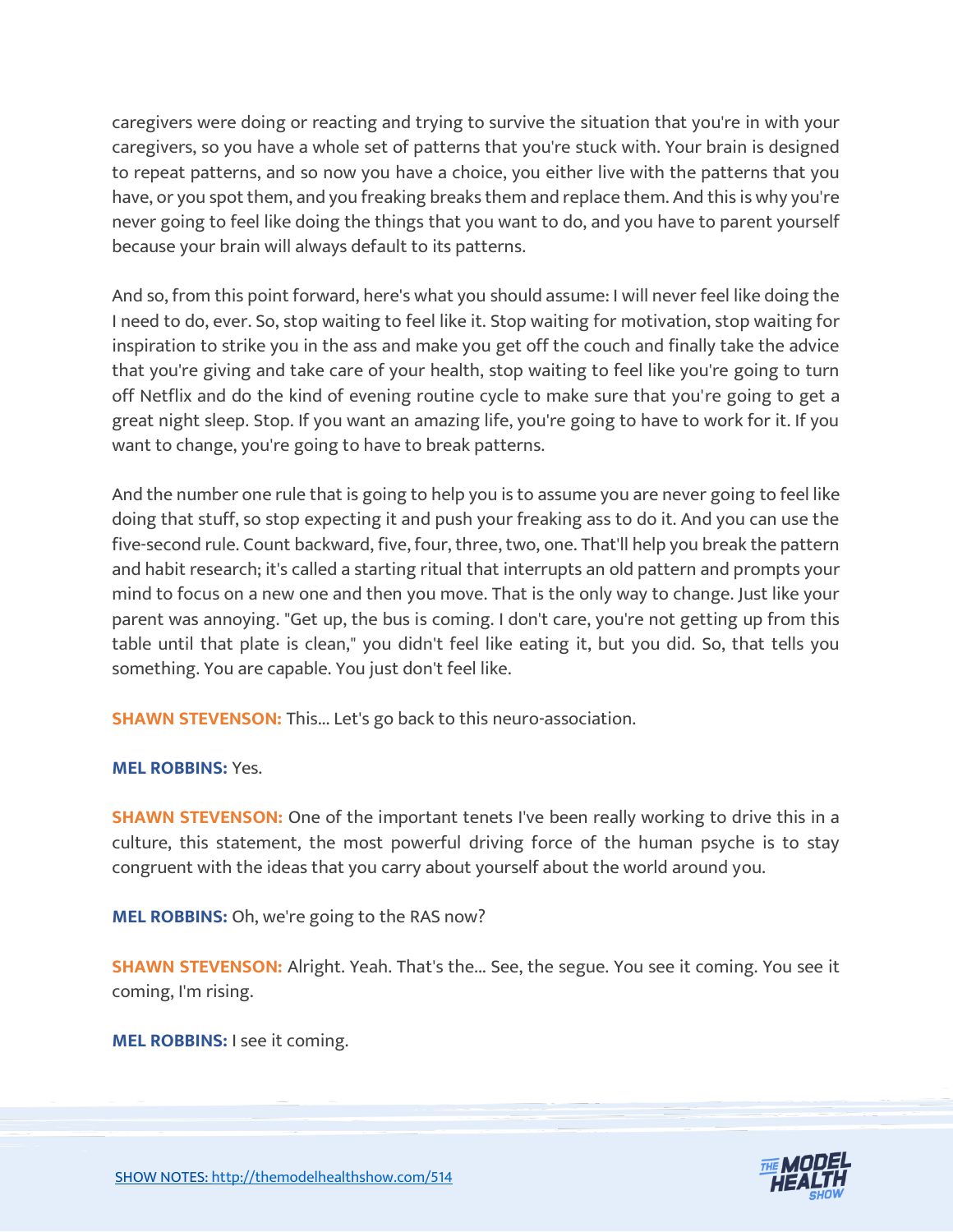caregivers were doing or reacting and trying to survive the situation that you're in with your caregivers, so you have a whole set of patterns that you're stuck with. Your brain is designed to repeat patterns, and so now you have a choice, you either live with the patterns that you have, or you spot them, and you freaking breaks them and replace them. And this is why you're never going to feel like doing the things that you want to do, and you have to parent yourself because your brain will always default to its patterns.

And so, from this point forward, here's what you should assume: I will never feel like doing the I need to do, ever. So, stop waiting to feel like it. Stop waiting for motivation, stop waiting for inspiration to strike you in the ass and make you get off the couch and finally take the advice that you're giving and take care of your health, stop waiting to feel like you're going to turn off Netflix and do the kind of evening routine cycle to make sure that you're going to get a great night sleep. Stop. If you want an amazing life, you're going to have to work for it. If you want to change, you're going to have to break patterns.

And the number one rule that is going to help you is to assume you are never going to feel like doing that stuff, so stop expecting it and push your freaking ass to do it. And you can use the five-second rule. Count backward, five, four, three, two, one. That'll help you break the pattern and habit research; it's called a starting ritual that interrupts an old pattern and prompts your mind to focus on a new one and then you move. That is the only way to change. Just like your parent was annoying. "Get up, the bus is coming. I don't care, you're not getting up from this table until that plate is clean," you didn't feel like eating it, but you did. So, that tells you something. You are capable. You just don't feel like.

**SHAWN STEVENSON:** This... Let's go back to this neuro-association.

**MEL ROBBINS:** Yes.

**SHAWN STEVENSON:** One of the important tenets I've been really working to drive this in a culture, this statement, the most powerful driving force of the human psyche is to stay congruent with the ideas that you carry about yourself about the world around you.

**MEL ROBBINS:** Oh, we're going to the RAS now?

**SHAWN STEVENSON:** Alright. Yeah. That's the... See, the segue. You see it coming. You see it coming, I'm rising.

**MEL ROBBINS:** I see it coming.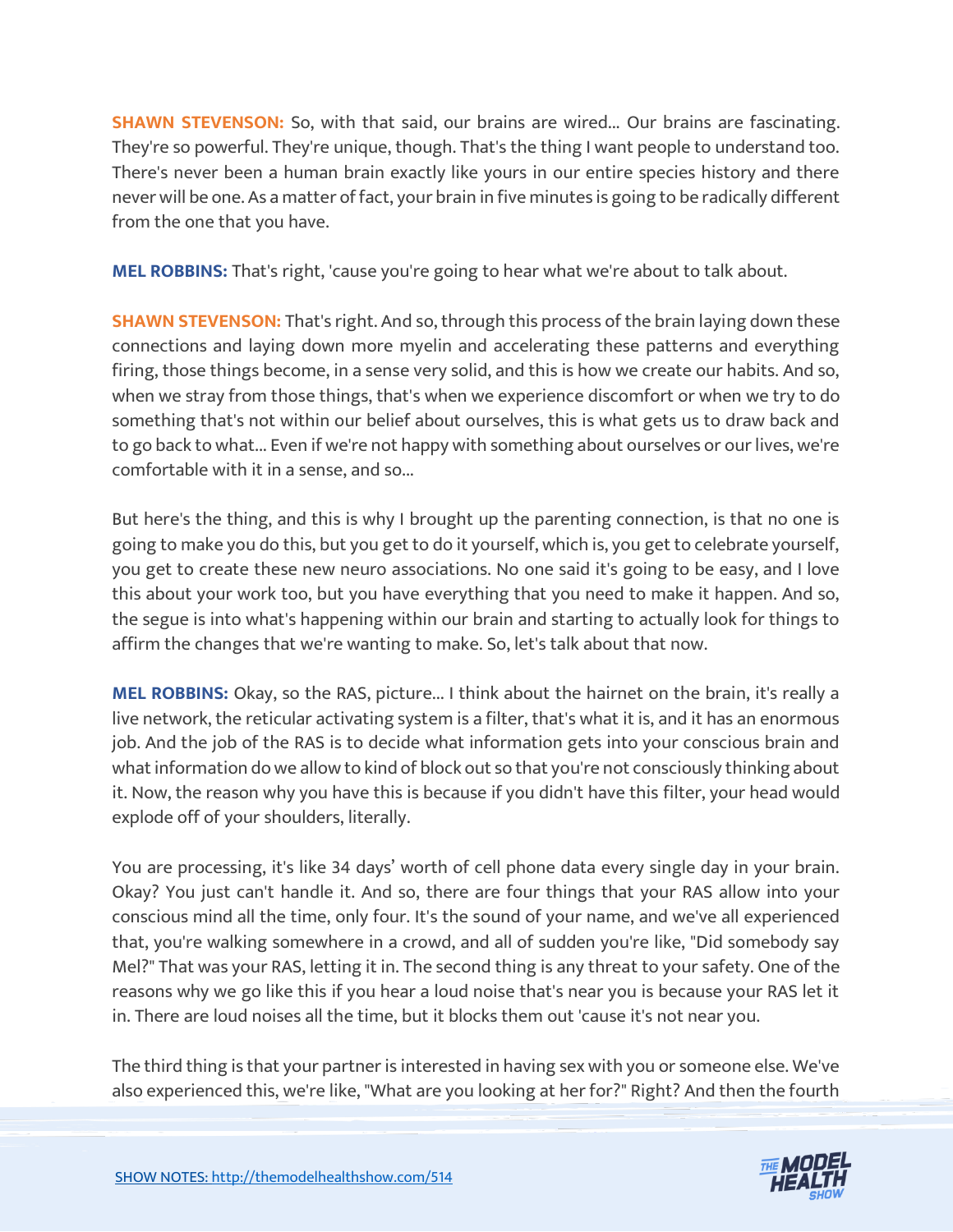**SHAWN STEVENSON:** So, with that said, our brains are wired... Our brains are fascinating. They're so powerful. They're unique, though. That's the thing I want people to understand too. There's never been a human brain exactly like yours in our entire species history and there never will be one. As a matter of fact, your brain in five minutes is going to be radically different from the one that you have.

**MEL ROBBINS:** That's right, 'cause you're going to hear what we're about to talk about.

**SHAWN STEVENSON:** That's right. And so, through this process of the brain laying down these connections and laying down more myelin and accelerating these patterns and everything firing, those things become, in a sense very solid, and this is how we create our habits. And so, when we stray from those things, that's when we experience discomfort or when we try to do something that's not within our belief about ourselves, this is what gets us to draw back and to go back to what... Even if we're not happy with something about ourselves or our lives, we're comfortable with it in a sense, and so...

But here's the thing, and this is why I brought up the parenting connection, is that no one is going to make you do this, but you get to do it yourself, which is, you get to celebrate yourself, you get to create these new neuro associations. No one said it's going to be easy, and I love this about your work too, but you have everything that you need to make it happen. And so, the segue is into what's happening within our brain and starting to actually look for things to affirm the changes that we're wanting to make. So, let's talk about that now.

**MEL ROBBINS:** Okay, so the RAS, picture... I think about the hairnet on the brain, it's really a live network, the reticular activating system is a filter, that's what it is, and it has an enormous job. And the job of the RAS is to decide what information gets into your conscious brain and what information do we allow to kind of block out so that you're not consciously thinking about it. Now, the reason why you have this is because if you didn't have this filter, your head would explode off of your shoulders, literally.

You are processing, it's like 34 days' worth of cell phone data every single day in your brain. Okay? You just can't handle it. And so, there are four things that your RAS allow into your conscious mind all the time, only four. It's the sound of your name, and we've all experienced that, you're walking somewhere in a crowd, and all of sudden you're like, "Did somebody say Mel?" That was your RAS, letting it in. The second thing is any threat to your safety. One of the reasons why we go like this if you hear a loud noise that's near you is because your RAS let it in. There are loud noises all the time, but it blocks them out 'cause it's not near you.

The third thing is that your partner is interested in having sex with you or someone else. We've also experienced this, we're like, "What are you looking at her for?" Right? And then the fourth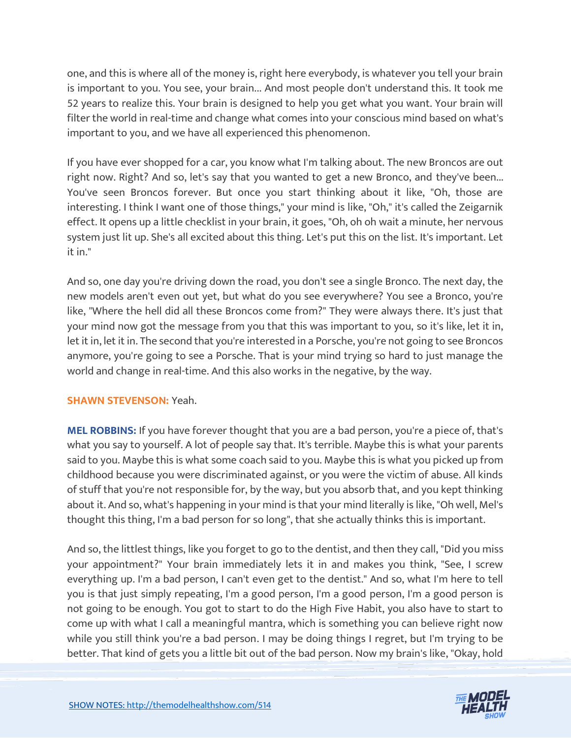one, and this is where all of the money is, right here everybody, is whatever you tell your brain is important to you. You see, your brain... And most people don't understand this. It took me 52 years to realize this. Your brain is designed to help you get what you want. Your brain will filter the world in real-time and change what comes into your conscious mind based on what's important to you, and we have all experienced this phenomenon.

If you have ever shopped for a car, you know what I'm talking about. The new Broncos are out right now. Right? And so, let's say that you wanted to get a new Bronco, and they've been... You've seen Broncos forever. But once you start thinking about it like, "Oh, those are interesting. I think I want one of those things," your mind is like, "Oh," it's called the Zeigarnik effect. It opens up a little checklist in your brain, it goes, "Oh, oh oh wait a minute, her nervous system just lit up. She's all excited about this thing. Let's put this on the list. It's important. Let it in."

And so, one day you're driving down the road, you don't see a single Bronco. The next day, the new models aren't even out yet, but what do you see everywhere? You see a Bronco, you're like, "Where the hell did all these Broncos come from?" They were always there. It's just that your mind now got the message from you that this was important to you, so it's like, let it in, let it in, let it in. The second that you're interested in a Porsche, you're not going to see Broncos anymore, you're going to see a Porsche. That is your mind trying so hard to just manage the world and change in real-time. And this also works in the negative, by the way.

**SHAWN STEVENSON:** Yeah.

**MEL ROBBINS:** If you have forever thought that you are a bad person, you're a piece of, that's what you say to yourself. A lot of people say that. It's terrible. Maybe this is what your parents said to you. Maybe this is what some coach said to you. Maybe this is what you picked up from childhood because you were discriminated against, or you were the victim of abuse. All kinds of stuff that you're not responsible for, by the way, but you absorb that, and you kept thinking about it. And so, what's happening in your mind is that your mind literally is like, "Oh well, Mel's thought this thing, I'm a bad person for so long", that she actually thinks this is important.

And so, the littlest things, like you forget to go to the dentist, and then they call, "Did you miss your appointment?" Your brain immediately lets it in and makes you think, "See, I screw everything up. I'm a bad person, I can't even get to the dentist." And so, what I'm here to tell you is that just simply repeating, I'm a good person, I'm a good person, I'm a good person is not going to be enough. You got to start to do the High Five Habit, you also have to start to come up with what I call a meaningful mantra, which is something you can believe right now while you still think you're a bad person. I may be doing things I regret, but I'm trying to be better. That kind of gets you a little bit out of the bad person. Now my brain's like, "Okay, hold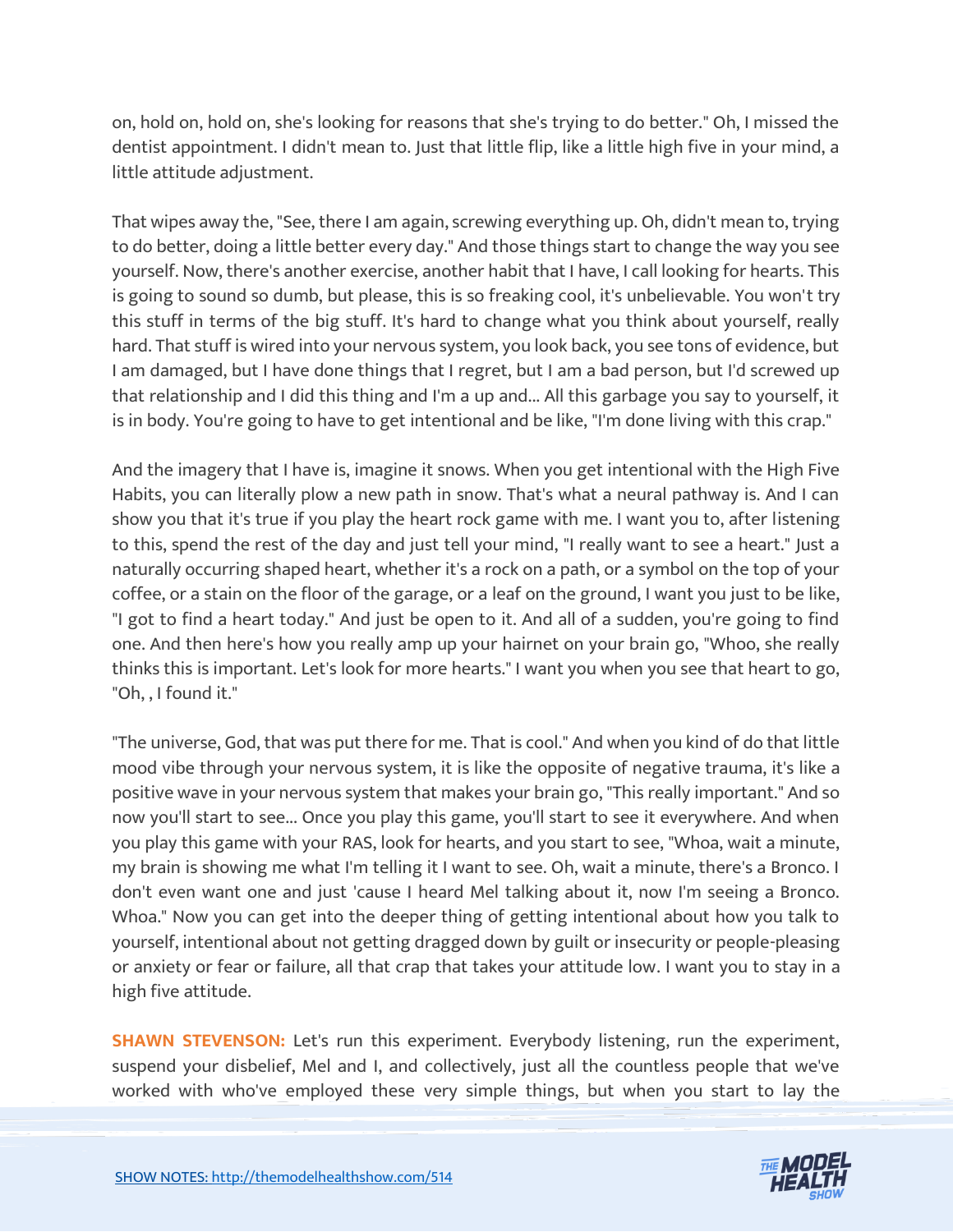on, hold on, hold on, she's looking for reasons that she's trying to do better." Oh, I missed the dentist appointment. I didn't mean to. Just that little flip, like a little high five in your mind, a little attitude adjustment.

That wipes away the, "See, there I am again, screwing everything up. Oh, didn't mean to, trying to do better, doing a little better every day." And those things start to change the way you see yourself. Now, there's another exercise, another habit that I have, I call looking for hearts. This is going to sound so dumb, but please, this is so freaking cool, it's unbelievable. You won't try this stuff in terms of the big stuff. It's hard to change what you think about yourself, really hard. That stuff is wired into your nervous system, you look back, you see tons of evidence, but I am damaged, but I have done things that I regret, but I am a bad person, but I'd screwed up that relationship and I did this thing and I'm a up and... All this garbage you say to yourself, it is in body. You're going to have to get intentional and be like, "I'm done living with this crap."

And the imagery that I have is, imagine it snows. When you get intentional with the High Five Habits, you can literally plow a new path in snow. That's what a neural pathway is. And I can show you that it's true if you play the heart rock game with me. I want you to, after listening to this, spend the rest of the day and just tell your mind, "I really want to see a heart." Just a naturally occurring shaped heart, whether it's a rock on a path, or a symbol on the top of your coffee, or a stain on the floor of the garage, or a leaf on the ground, I want you just to be like, "I got to find a heart today." And just be open to it. And all of a sudden, you're going to find one. And then here's how you really amp up your hairnet on your brain go, "Whoo, she really thinks this is important. Let's look for more hearts." I want you when you see that heart to go, "Oh, , I found it."

"The universe, God, that was put there for me. That is cool." And when you kind of do that little mood vibe through your nervous system, it is like the opposite of negative trauma, it's like a positive wave in your nervous system that makes your brain go, "This really important." And so now you'll start to see... Once you play this game, you'll start to see it everywhere. And when you play this game with your RAS, look for hearts, and you start to see, "Whoa, wait a minute, my brain is showing me what I'm telling it I want to see. Oh, wait a minute, there's a Bronco. I don't even want one and just 'cause I heard Mel talking about it, now I'm seeing a Bronco. Whoa." Now you can get into the deeper thing of getting intentional about how you talk to yourself, intentional about not getting dragged down by guilt or insecurity or people-pleasing or anxiety or fear or failure, all that crap that takes your attitude low. I want you to stay in a high five attitude.

**SHAWN STEVENSON:** Let's run this experiment. Everybody listening, run the experiment, suspend your disbelief, Mel and I, and collectively, just all the countless people that we've worked with who've employed these very simple things, but when you start to lay the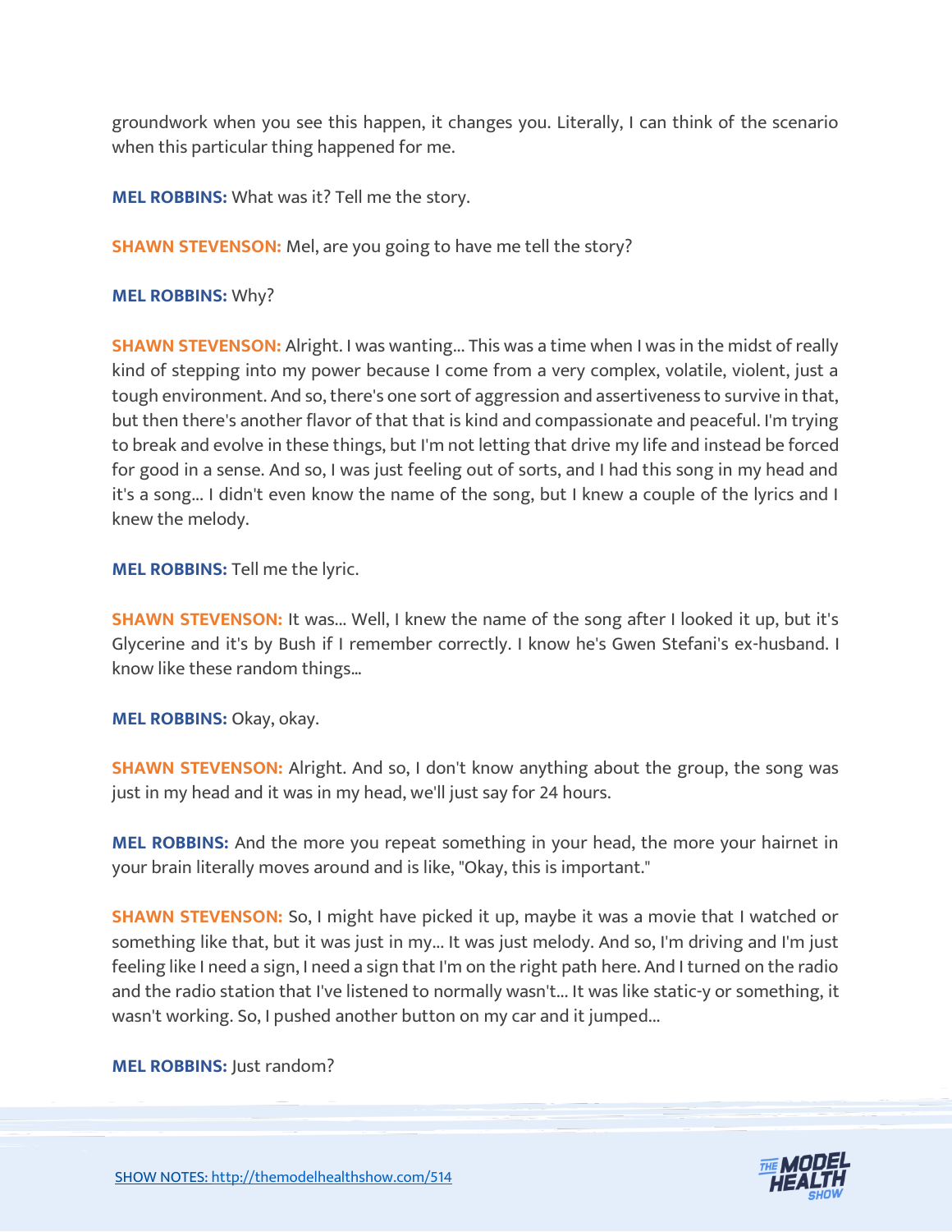groundwork when you see this happen, it changes you. Literally, I can think of the scenario when this particular thing happened for me.

**MEL ROBBINS:** What was it? Tell me the story.

**SHAWN STEVENSON:** Mel, are you going to have me tell the story?

**MEL ROBBINS:** Why?

**SHAWN STEVENSON:** Alright. I was wanting... This was a time when I was in the midst of really kind of stepping into my power because I come from a very complex, volatile, violent, just a tough environment. And so, there's one sort of aggression and assertiveness to survive in that, but then there's another flavor of that that is kind and compassionate and peaceful. I'm trying to break and evolve in these things, but I'm not letting that drive my life and instead be forced for good in a sense. And so, I was just feeling out of sorts, and I had this song in my head and it's a song... I didn't even know the name of the song, but I knew a couple of the lyrics and I knew the melody.

**MEL ROBBINS:** Tell me the lyric.

**SHAWN STEVENSON:** It was... Well, I knew the name of the song after I looked it up, but it's Glycerine and it's by Bush if I remember correctly. I know he's Gwen Stefani's ex-husband. I know like these random things...

**MEL ROBBINS:** Okay, okay.

**SHAWN STEVENSON:** Alright. And so, I don't know anything about the group, the song was just in my head and it was in my head, we'll just say for 24 hours.

**MEL ROBBINS:** And the more you repeat something in your head, the more your hairnet in your brain literally moves around and is like, "Okay, this is important."

**SHAWN STEVENSON:** So, I might have picked it up, maybe it was a movie that I watched or something like that, but it was just in my... It was just melody. And so, I'm driving and I'm just feeling like I need a sign, I need a sign that I'm on the right path here. And I turned on the radio and the radio station that I've listened to normally wasn't... It was like static-y or something, it wasn't working. So, I pushed another button on my car and it jumped...

**MEL ROBBINS:** Just random?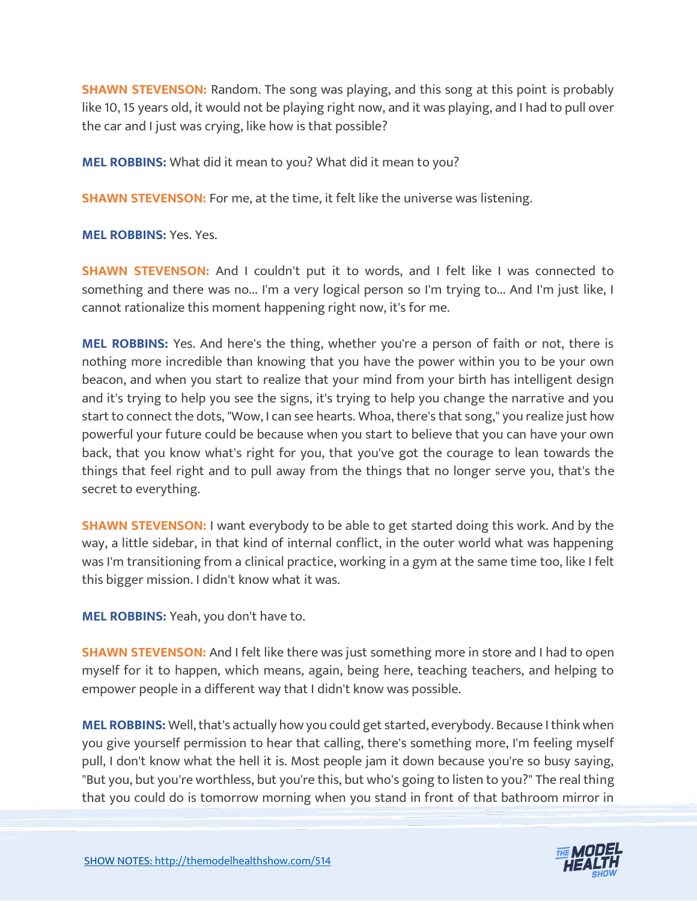**SHAWN STEVENSON:** Random. The song was playing, and this song at this point is probably like 10, 15 years old, it would not be playing right now, and it was playing, and I had to pull over the car and I just was crying, like how is that possible?

**MEL ROBBINS:** What did it mean to you? What did it mean to you?

**SHAWN STEVENSON:** For me, at the time, it felt like the universe was listening.

**MEL ROBBINS:** Yes. Yes.

**SHAWN STEVENSON:** And I couldn't put it to words, and I felt like I was connected to something and there was no... I'm a very logical person so I'm trying to... And I'm just like, I cannot rationalize this moment happening right now, it's for me.

**MEL ROBBINS:** Yes. And here's the thing, whether you're a person of faith or not, there is nothing more incredible than knowing that you have the power within you to be your own beacon, and when you start to realize that your mind from your birth has intelligent design and it's trying to help you see the signs, it's trying to help you change the narrative and you start to connect the dots, "Wow, I can see hearts. Whoa, there's that song," you realize just how powerful your future could be because when you start to believe that you can have your own back, that you know what's right for you, that you've got the courage to lean towards the things that feel right and to pull away from the things that no longer serve you, that's the secret to everything.

**SHAWN STEVENSON:** I want everybody to be able to get started doing this work. And by the way, a little sidebar, in that kind of internal conflict, in the outer world what was happening was I'm transitioning from a clinical practice, working in a gym at the same time too, like I felt this bigger mission. I didn't know what it was.

**MEL ROBBINS:** Yeah, you don't have to.

**SHAWN STEVENSON:** And I felt like there was just something more in store and I had to open myself for it to happen, which means, again, being here, teaching teachers, and helping to empower people in a different way that I didn't know was possible.

**MEL ROBBINS:** Well, that's actually how you could get started, everybody. Because I think when you give yourself permission to hear that calling, there's something more, I'm feeling myself pull, I don't know what the hell it is. Most people jam it down because you're so busy saying, "But you, but you're worthless, but you're this, but who's going to listen to you?" The real thing that you could do is tomorrow morning when you stand in front of that bathroom mirror in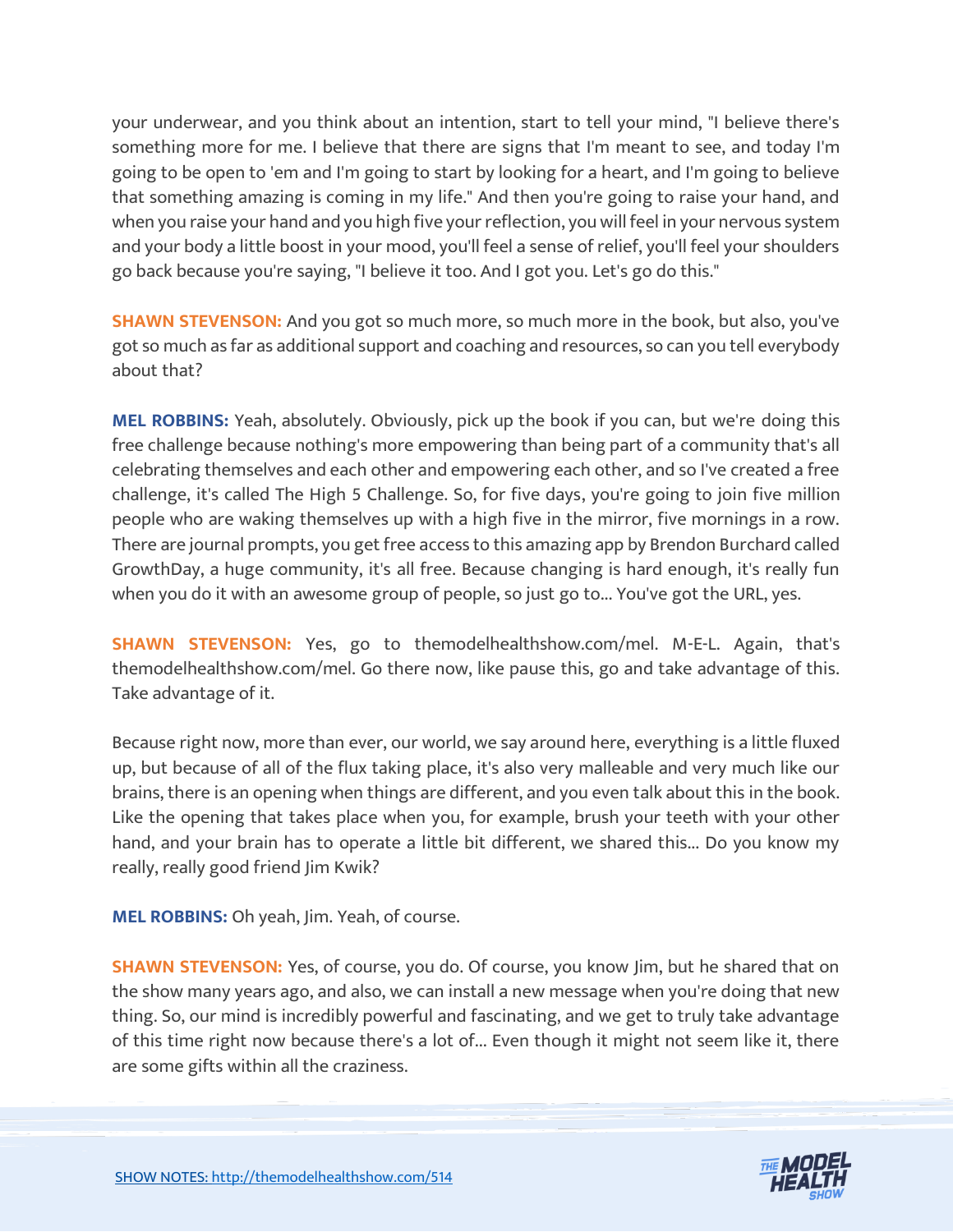your underwear, and you think about an intention, start to tell your mind, "I believe there's something more for me. I believe that there are signs that I'm meant to see, and today I'm going to be open to 'em and I'm going to start by looking for a heart, and I'm going to believe that something amazing is coming in my life." And then you're going to raise your hand, and when you raise your hand and you high five your reflection, you will feel in your nervous system and your body a little boost in your mood, you'll feel a sense of relief, you'll feel your shoulders go back because you're saying, "I believe it too. And I got you. Let's go do this."

**SHAWN STEVENSON:** And you got so much more, so much more in the book, but also, you've got so much as far as additional support and coaching and resources, so can you tell everybody about that?

**MEL ROBBINS:** Yeah, absolutely. Obviously, pick up the book if you can, but we're doing this free challenge because nothing's more empowering than being part of a community that's all celebrating themselves and each other and empowering each other, and so I've created a free challenge, it's called The High 5 Challenge. So, for five days, you're going to join five million people who are waking themselves up with a high five in the mirror, five mornings in a row. There are journal prompts, you get free access to this amazing app by Brendon Burchard called GrowthDay, a huge community, it's all free. Because changing is hard enough, it's really fun when you do it with an awesome group of people, so just go to... You've got the URL, yes.

**SHAWN STEVENSON:** Yes, go to themodelhealthshow.com/mel. M-E-L. Again, that's themodelhealthshow.com/mel. Go there now, like pause this, go and take advantage of this. Take advantage of it.

Because right now, more than ever, our world, we say around here, everything is a little fluxed up, but because of all of the flux taking place, it's also very malleable and very much like our brains, there is an opening when things are different, and you even talk about this in the book. Like the opening that takes place when you, for example, brush your teeth with your other hand, and your brain has to operate a little bit different, we shared this... Do you know my really, really good friend Jim Kwik?

**MEL ROBBINS:** Oh yeah, Jim. Yeah, of course.

**SHAWN STEVENSON:** Yes, of course, you do. Of course, you know Jim, but he shared that on the show many years ago, and also, we can install a new message when you're doing that new thing. So, our mind is incredibly powerful and fascinating, and we get to truly take advantage of this time right now because there's a lot of... Even though it might not seem like it, there are some gifts within all the craziness.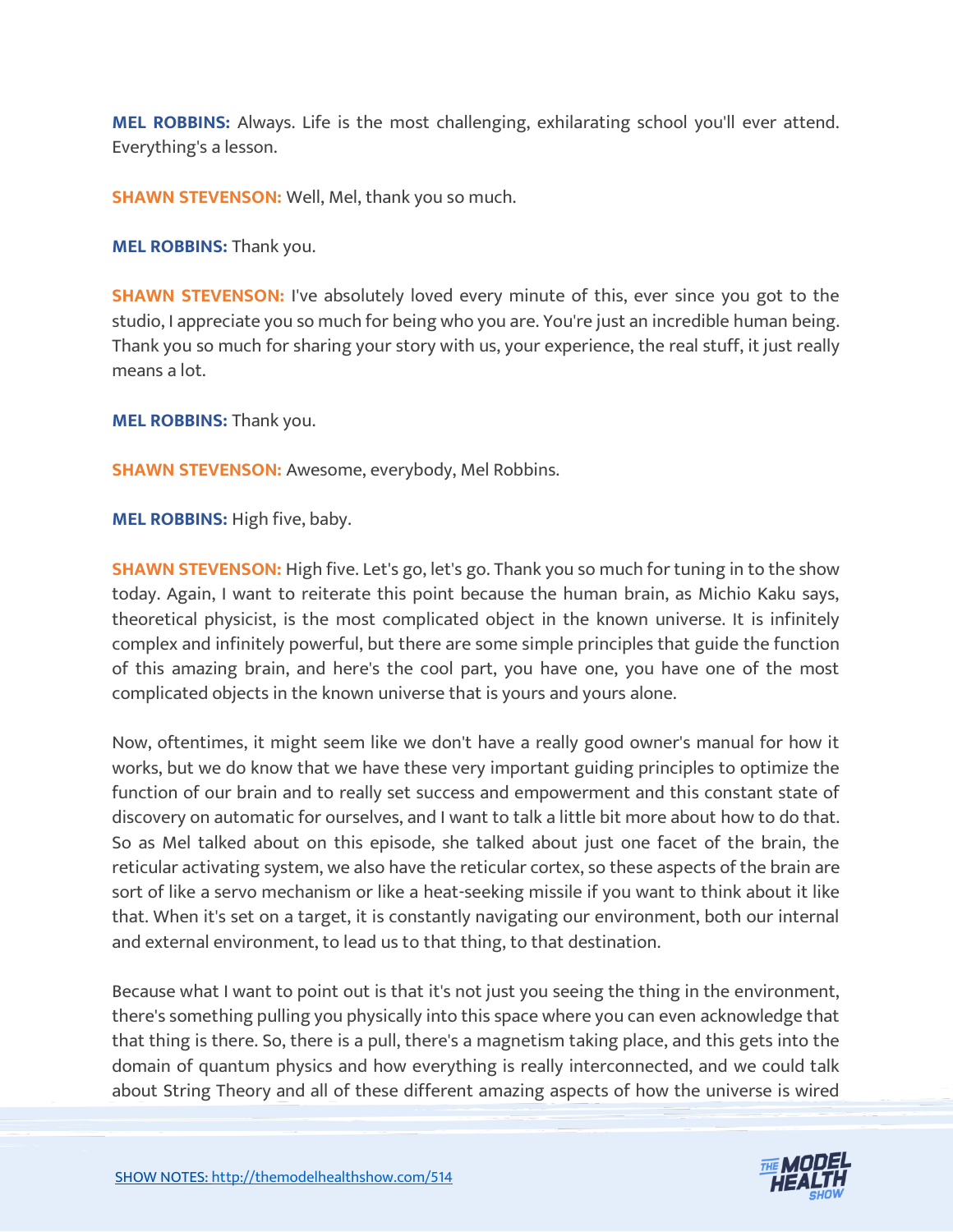**MEL ROBBINS:** Always. Life is the most challenging, exhilarating school you'll ever attend. Everything's a lesson.

**SHAWN STEVENSON:** Well, Mel, thank you so much.

**MEL ROBBINS:** Thank you.

**SHAWN STEVENSON:** I've absolutely loved every minute of this, ever since you got to the studio, I appreciate you so much for being who you are. You're just an incredible human being. Thank you so much for sharing your story with us, your experience, the real stuff, it just really means a lot.

**MEL ROBBINS:** Thank you.

**SHAWN STEVENSON:** Awesome, everybody, Mel Robbins.

**MEL ROBBINS:** High five, baby.

**SHAWN STEVENSON:** High five. Let's go, let's go. Thank you so much for tuning in to the show today. Again, I want to reiterate this point because the human brain, as Michio Kaku says, theoretical physicist, is the most complicated object in the known universe. It is infinitely complex and infinitely powerful, but there are some simple principles that guide the function of this amazing brain, and here's the cool part, you have one, you have one of the most complicated objects in the known universe that is yours and yours alone.

Now, oftentimes, it might seem like we don't have a really good owner's manual for how it works, but we do know that we have these very important guiding principles to optimize the function of our brain and to really set success and empowerment and this constant state of discovery on automatic for ourselves, and I want to talk a little bit more about how to do that. So as Mel talked about on this episode, she talked about just one facet of the brain, the reticular activating system, we also have the reticular cortex, so these aspects of the brain are sort of like a servo mechanism or like a heat-seeking missile if you want to think about it like that. When it's set on a target, it is constantly navigating our environment, both our internal and external environment, to lead us to that thing, to that destination.

Because what I want to point out is that it's not just you seeing the thing in the environment, there's something pulling you physically into this space where you can even acknowledge that that thing is there. So, there is a pull, there's a magnetism taking place, and this gets into the domain of quantum physics and how everything is really interconnected, and we could talk about String Theory and all of these different amazing aspects of how the universe is wired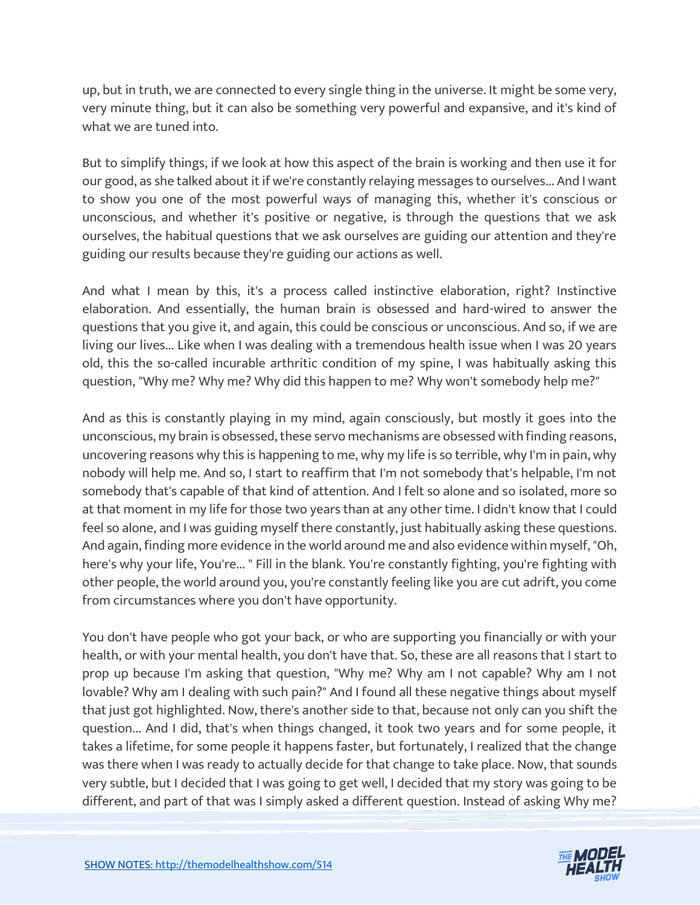up, but in truth, we are connected to every single thing in the universe. It might be some very, very minute thing, but it can also be something very powerful and expansive, and it's kind of what we are tuned into.

But to simplify things, if we look at how this aspect of the brain is working and then use it for our good, as she talked about it if we're constantly relaying messages to ourselves... And I want to show you one of the most powerful ways of managing this, whether it's conscious or unconscious, and whether it's positive or negative, is through the questions that we ask ourselves, the habitual questions that we ask ourselves are guiding our attention and they're guiding our results because they're guiding our actions as well.

And what I mean by this, it's a process called instinctive elaboration, right? Instinctive elaboration. And essentially, the human brain is obsessed and hard-wired to answer the questions that you give it, and again, this could be conscious or unconscious. And so, if we are living our lives... Like when I was dealing with a tremendous health issue when I was 20 years old, this the so-called incurable arthritic condition of my spine, I was habitually asking this question, "Why me? Why me? Why did this happen to me? Why won't somebody help me?"

And as this is constantly playing in my mind, again consciously, but mostly it goes into the unconscious, my brain is obsessed, these servo mechanisms are obsessed with finding reasons, uncovering reasons why this is happening to me, why my life is so terrible, why I'm in pain, why nobody will help me. And so, I start to reaffirm that I'm not somebody that's helpable, I'm not somebody that's capable of that kind of attention. And I felt so alone and so isolated, more so at that moment in my life for those two years than at any other time. I didn't know that I could feel so alone, and I was guiding myself there constantly, just habitually asking these questions. And again, finding more evidence in the world around me and also evidence within myself, "Oh, here's why your life, You're... " Fill in the blank. You're constantly fighting, you're fighting with other people, the world around you, you're constantly feeling like you are cut adrift, you come from circumstances where you don't have opportunity.

You don't have people who got your back, or who are supporting you financially or with your health, or with your mental health, you don't have that. So, these are all reasons that I start to prop up because I'm asking that question, "Why me? Why am I not capable? Why am I not lovable? Why am I dealing with such pain?" And I found all these negative things about myself that just got highlighted. Now, there's another side to that, because not only can you shift the question... And I did, that's when things changed, it took two years and for some people, it takes a lifetime, for some people it happens faster, but fortunately, I realized that the change was there when I was ready to actually decide for that change to take place. Now, that sounds very subtle, but I decided that I was going to get well, I decided that my story was going to be different, and part of that was I simply asked a different question. Instead of asking Why me?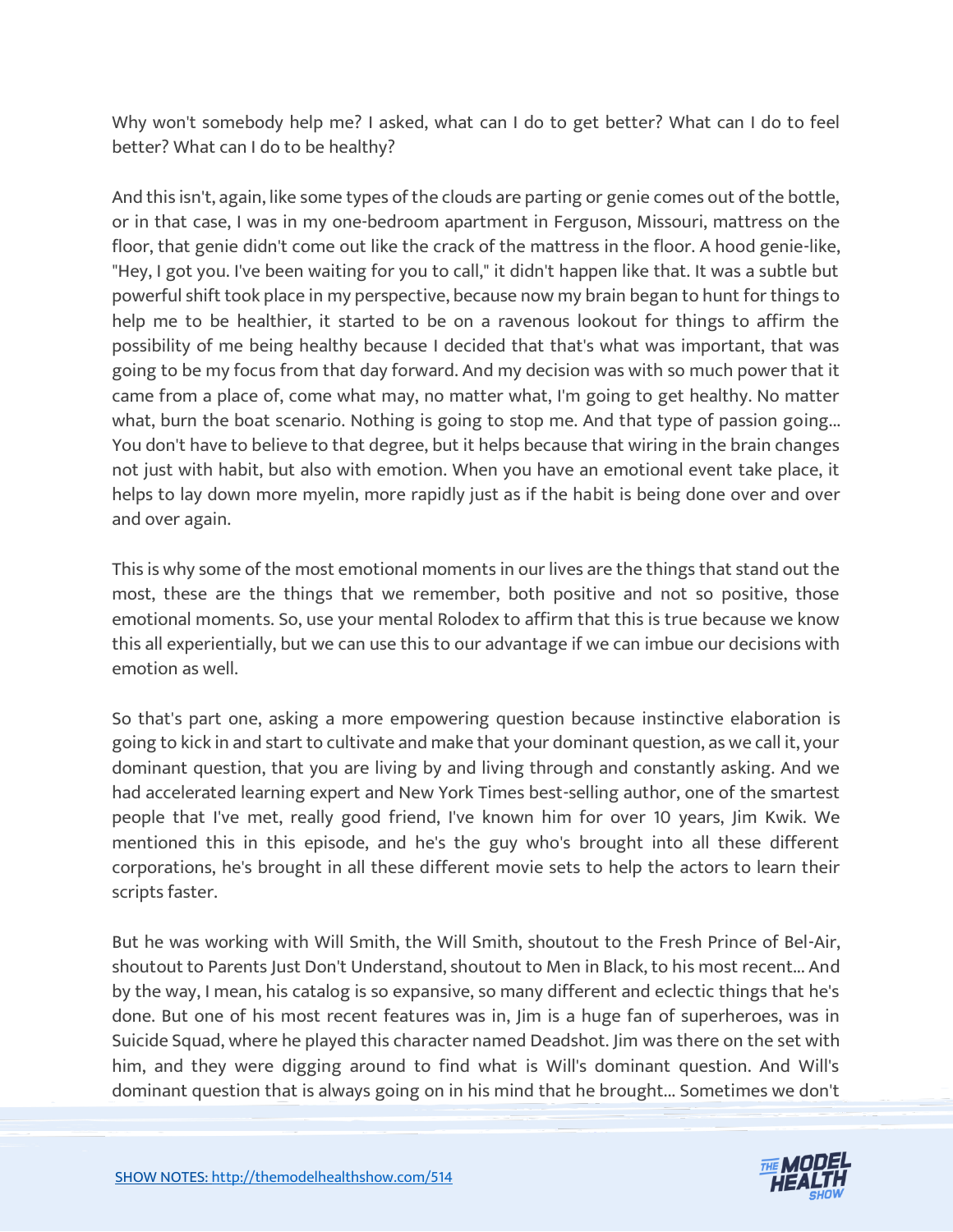Why won't somebody help me? I asked, what can I do to get better? What can I do to feel better? What can I do to be healthy?

And this isn't, again, like some types of the clouds are parting or genie comes out of the bottle, or in that case, I was in my one-bedroom apartment in Ferguson, Missouri, mattress on the floor, that genie didn't come out like the crack of the mattress in the floor. A hood genie-like, "Hey, I got you. I've been waiting for you to call," it didn't happen like that. It was a subtle but powerful shift took place in my perspective, because now my brain began to hunt for things to help me to be healthier, it started to be on a ravenous lookout for things to affirm the possibility of me being healthy because I decided that that's what was important, that was going to be my focus from that day forward. And my decision was with so much power that it came from a place of, come what may, no matter what, I'm going to get healthy. No matter what, burn the boat scenario. Nothing is going to stop me. And that type of passion going... You don't have to believe to that degree, but it helps because that wiring in the brain changes not just with habit, but also with emotion. When you have an emotional event take place, it helps to lay down more myelin, more rapidly just as if the habit is being done over and over and over again.

This is why some of the most emotional moments in our lives are the things that stand out the most, these are the things that we remember, both positive and not so positive, those emotional moments. So, use your mental Rolodex to affirm that this is true because we know this all experientially, but we can use this to our advantage if we can imbue our decisions with emotion as well.

So that's part one, asking a more empowering question because instinctive elaboration is going to kick in and start to cultivate and make that your dominant question, as we call it, your dominant question, that you are living by and living through and constantly asking. And we had accelerated learning expert and New York Times best-selling author, one of the smartest people that I've met, really good friend, I've known him for over 10 years, Jim Kwik. We mentioned this in this episode, and he's the guy who's brought into all these different corporations, he's brought in all these different movie sets to help the actors to learn their scripts faster.

But he was working with Will Smith, the Will Smith, shoutout to the Fresh Prince of Bel-Air, shoutout to Parents Just Don't Understand, shoutout to Men in Black, to his most recent... And by the way, I mean, his catalog is so expansive, so many different and eclectic things that he's done. But one of his most recent features was in, Jim is a huge fan of superheroes, was in Suicide Squad, where he played this character named Deadshot. Jim was there on the set with him, and they were digging around to find what is Will's dominant question. And Will's dominant question that is always going on in his mind that he brought... Sometimes we don't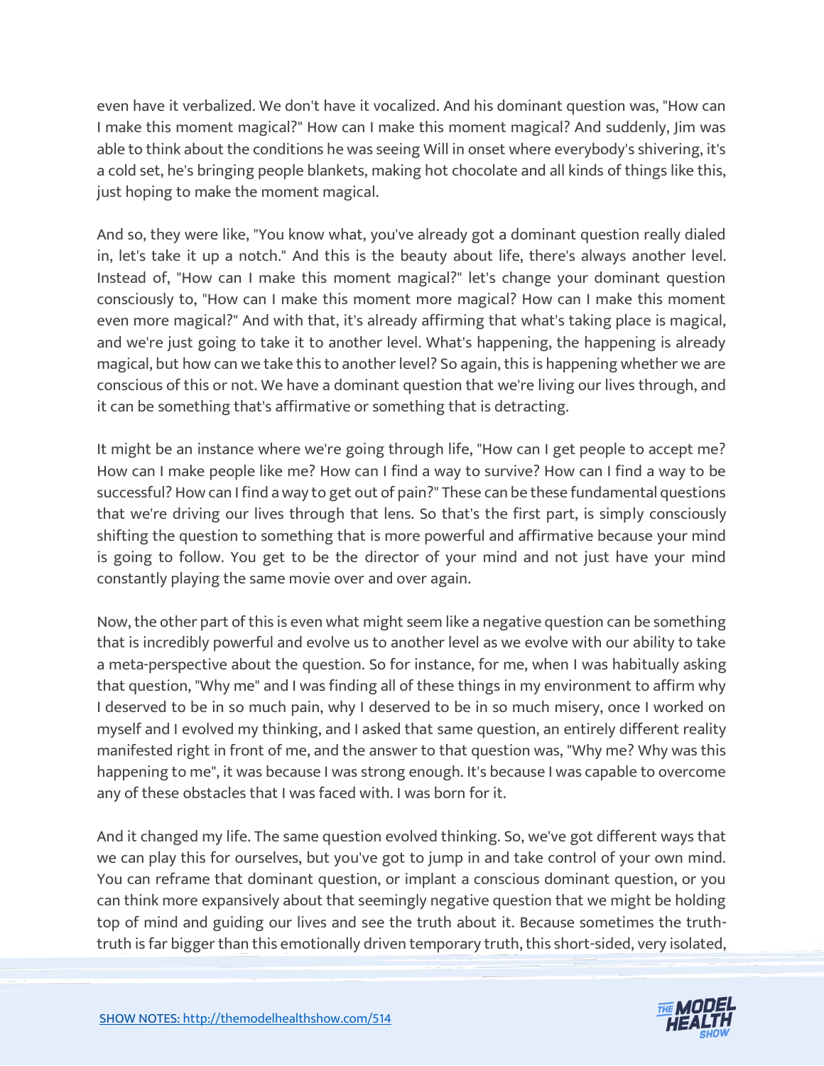even have it verbalized. We don't have it vocalized. And his dominant question was, "How can I make this moment magical?" How can I make this moment magical? And suddenly, Jim was able to think about the conditions he was seeing Will in onset where everybody's shivering, it's a cold set, he's bringing people blankets, making hot chocolate and all kinds of things like this, just hoping to make the moment magical.

And so, they were like, "You know what, you've already got a dominant question really dialed in, let's take it up a notch." And this is the beauty about life, there's always another level. Instead of, "How can I make this moment magical?" let's change your dominant question consciously to, "How can I make this moment more magical? How can I make this moment even more magical?" And with that, it's already affirming that what's taking place is magical, and we're just going to take it to another level. What's happening, the happening is already magical, but how can we take this to another level? So again, this is happening whether we are conscious of this or not. We have a dominant question that we're living our lives through, and it can be something that's affirmative or something that is detracting.

It might be an instance where we're going through life, "How can I get people to accept me? How can I make people like me? How can I find a way to survive? How can I find a way to be successful? How can I find a way to get out of pain?" These can be these fundamental questions that we're driving our lives through that lens. So that's the first part, is simply consciously shifting the question to something that is more powerful and affirmative because your mind is going to follow. You get to be the director of your mind and not just have your mind constantly playing the same movie over and over again.

Now, the other part of this is even what might seem like a negative question can be something that is incredibly powerful and evolve us to another level as we evolve with our ability to take a meta-perspective about the question. So for instance, for me, when I was habitually asking that question, "Why me" and I was finding all of these things in my environment to affirm why I deserved to be in so much pain, why I deserved to be in so much misery, once I worked on myself and I evolved my thinking, and I asked that same question, an entirely different reality manifested right in front of me, and the answer to that question was, "Why me? Why was this happening to me", it was because I was strong enough. It's because I was capable to overcome any of these obstacles that I was faced with. I was born for it.

And it changed my life. The same question evolved thinking. So, we've got different ways that we can play this for ourselves, but you've got to jump in and take control of your own mind. You can reframe that dominant question, or implant a conscious dominant question, or you can think more expansively about that seemingly negative question that we might be holding top of mind and guiding our lives and see the truth about it. Because sometimes the truth-truth is far bigger than this emotionally driven temporary truth, this short-sided, very isolated,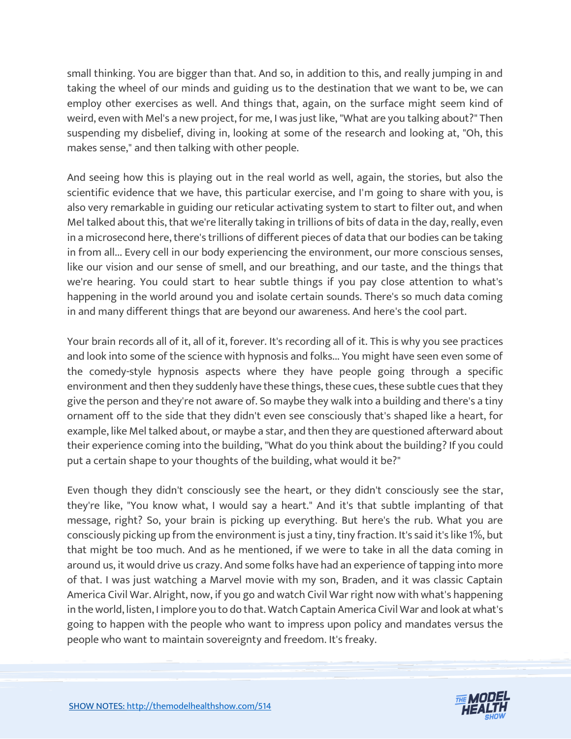small thinking. You are bigger than that. And so, in addition to this, and really jumping in and taking the wheel of our minds and guiding us to the destination that we want to be, we can employ other exercises as well. And things that, again, on the surface might seem kind of weird, even with Mel's a new project, for me, I was just like, "What are you talking about?" Then suspending my disbelief, diving in, looking at some of the research and looking at, "Oh, this makes sense," and then talking with other people.

And seeing how this is playing out in the real world as well, again, the stories, but also the scientific evidence that we have, this particular exercise, and I'm going to share with you, is also very remarkable in guiding our reticular activating system to start to filter out, and when Mel talked about this, that we're literally taking in trillions of bits of data in the day, really, even in a microsecond here, there's trillions of different pieces of data that our bodies can be taking in from all... Every cell in our body experiencing the environment, our more conscious senses, like our vision and our sense of smell, and our breathing, and our taste, and the things that we're hearing. You could start to hear subtle things if you pay close attention to what's happening in the world around you and isolate certain sounds. There's so much data coming in and many different things that are beyond our awareness. And here's the cool part.

Your brain records all of it, all of it, forever. It's recording all of it. This is why you see practices and look into some of the science with hypnosis and folks... You might have seen even some of the comedy-style hypnosis aspects where they have people going through a specific environment and then they suddenly have these things, these cues, these subtle cues that they give the person and they're not aware of. So maybe they walk into a building and there's a tiny ornament off to the side that they didn't even see consciously that's shaped like a heart, for example, like Mel talked about, or maybe a star, and then they are questioned afterward about their experience coming into the building, "What do you think about the building? If you could put a certain shape to your thoughts of the building, what would it be?"

Even though they didn't consciously see the heart, or they didn't consciously see the star, they're like, "You know what, I would say a heart." And it's that subtle implanting of that message, right? So, your brain is picking up everything. But here's the rub. What you are consciously picking up from the environment is just a tiny, tiny fraction. It's said it's like 1%, but that might be too much. And as he mentioned, if we were to take in all the data coming in around us, it would drive us crazy. And some folks have had an experience of tapping into more of that. I was just watching a Marvel movie with my son, Braden, and it was classic Captain America Civil War. Alright, now, if you go and watch Civil War right now with what's happening in the world, listen, I implore you to do that. Watch Captain America Civil War and look at what's going to happen with the people who want to impress upon policy and mandates versus the people who want to maintain sovereignty and freedom. It's freaky.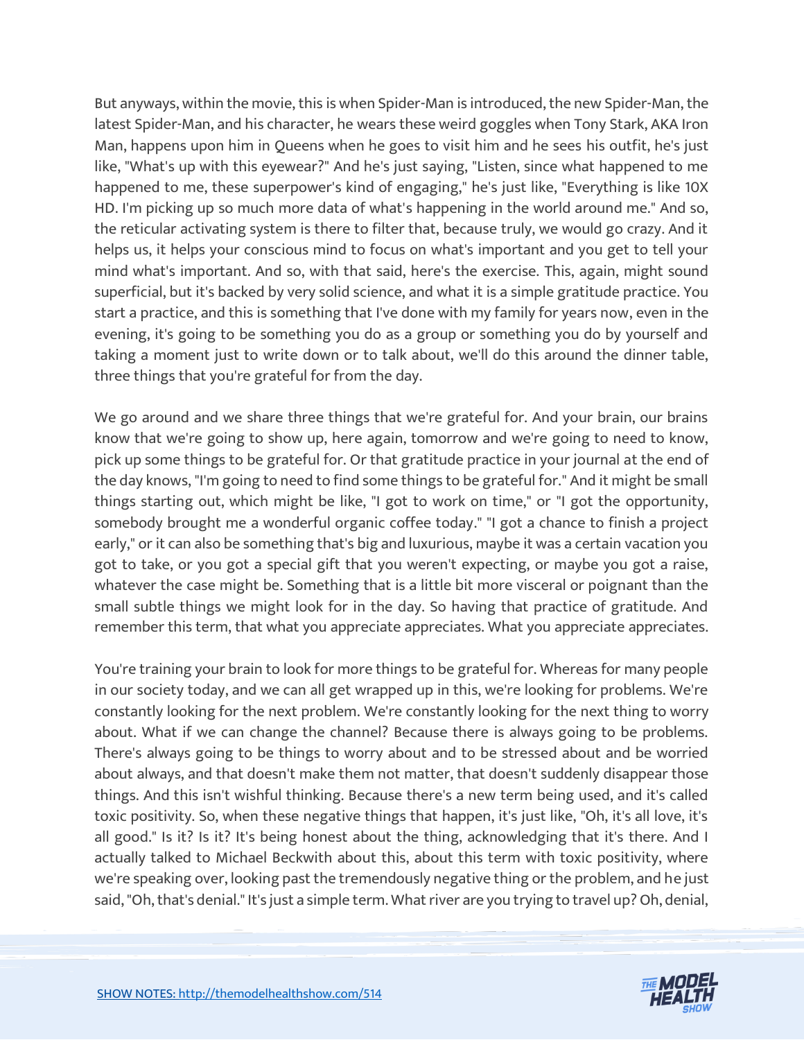But anyways, within the movie, this is when Spider-Man is introduced, the new Spider-Man, the latest Spider-Man, and his character, he wears these weird goggles when Tony Stark, AKA Iron Man, happens upon him in Queens when he goes to visit him and he sees his outfit, he's just like, "What's up with this eyewear?" And he's just saying, "Listen, since what happened to me happened to me, these superpower's kind of engaging," he's just like, "Everything is like 10X HD. I'm picking up so much more data of what's happening in the world around me." And so, the reticular activating system is there to filter that, because truly, we would go crazy. And it helps us, it helps your conscious mind to focus on what's important and you get to tell your mind what's important. And so, with that said, here's the exercise. This, again, might sound superficial, but it's backed by very solid science, and what it is a simple gratitude practice. You start a practice, and this is something that I've done with my family for years now, even in the evening, it's going to be something you do as a group or something you do by yourself and taking a moment just to write down or to talk about, we'll do this around the dinner table, three things that you're grateful for from the day.

We go around and we share three things that we're grateful for. And your brain, our brains know that we're going to show up, here again, tomorrow and we're going to need to know, pick up some things to be grateful for. Or that gratitude practice in your journal at the end of the day knows, "I'm going to need to find some things to be grateful for." And it might be small things starting out, which might be like, "I got to work on time," or "I got the opportunity, somebody brought me a wonderful organic coffee today." "I got a chance to finish a project early," or it can also be something that's big and luxurious, maybe it was a certain vacation you got to take, or you got a special gift that you weren't expecting, or maybe you got a raise, whatever the case might be. Something that is a little bit more visceral or poignant than the small subtle things we might look for in the day. So having that practice of gratitude. And remember this term, that what you appreciate appreciates. What you appreciate appreciates.

You're training your brain to look for more things to be grateful for. Whereas for many people in our society today, and we can all get wrapped up in this, we're looking for problems. We're constantly looking for the next problem. We're constantly looking for the next thing to worry about. What if we can change the channel? Because there is always going to be problems. There's always going to be things to worry about and to be stressed about and be worried about always, and that doesn't make them not matter, that doesn't suddenly disappear those things. And this isn't wishful thinking. Because there's a new term being used, and it's called toxic positivity. So, when these negative things that happen, it's just like, "Oh, it's all love, it's all good." Is it? Is it? It's being honest about the thing, acknowledging that it's there. And I actually talked to Michael Beckwith about this, about this term with toxic positivity, where we're speaking over, looking past the tremendously negative thing or the problem, and he just said, "Oh, that's denial." It's just a simple term. What river are you trying to travel up? Oh, denial,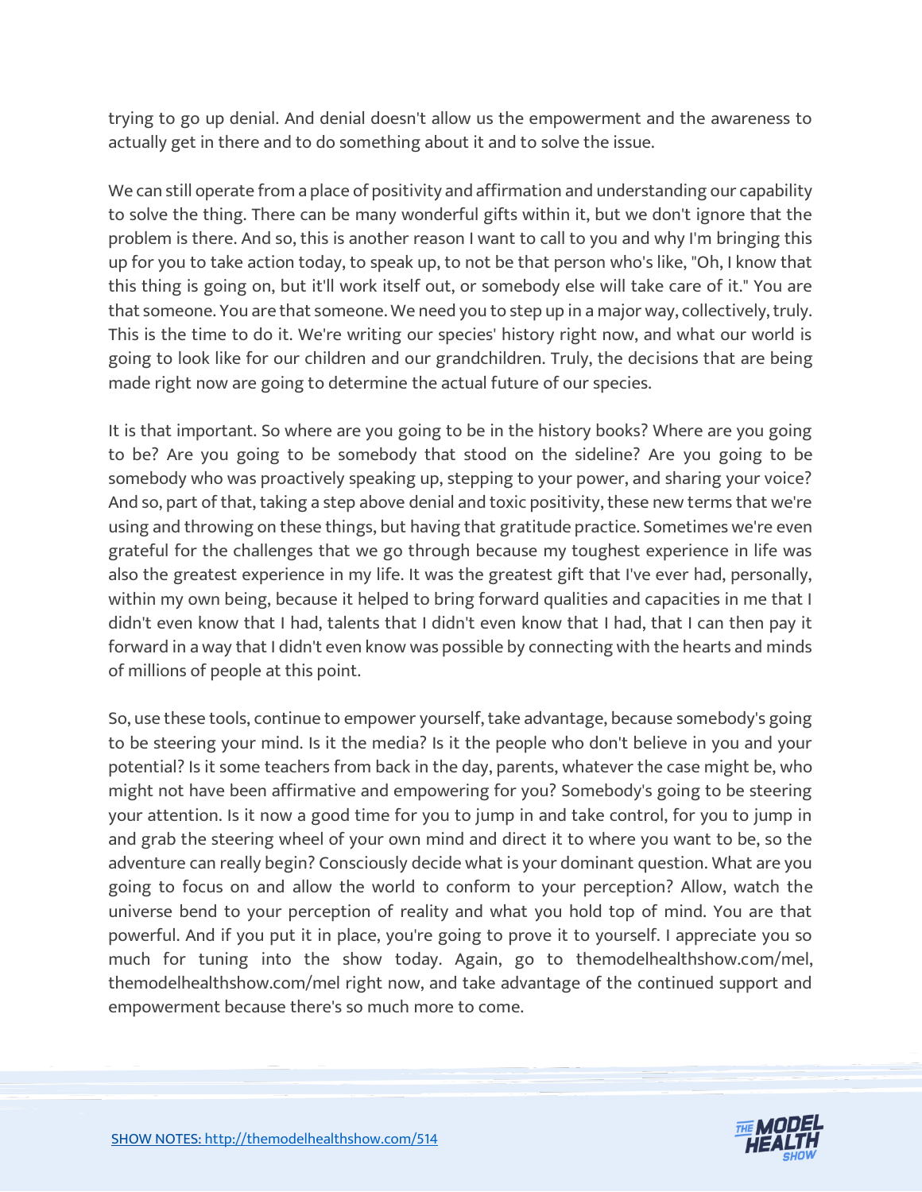trying to go up denial. And denial doesn't allow us the empowerment and the awareness to actually get in there and to do something about it and to solve the issue.

We can still operate from a place of positivity and affirmation and understanding our capability to solve the thing. There can be many wonderful gifts within it, but we don't ignore that the problem is there. And so, this is another reason I want to call to you and why I'm bringing this up for you to take action today, to speak up, to not be that person who's like, "Oh, I know that this thing is going on, but it'll work itself out, or somebody else will take care of it." You are that someone. You are that someone. We need you to step up in a major way, collectively, truly. This is the time to do it. We're writing our species' history right now, and what our world is going to look like for our children and our grandchildren. Truly, the decisions that are being made right now are going to determine the actual future of our species.

It is that important. So where are you going to be in the history books? Where are you going to be? Are you going to be somebody that stood on the sideline? Are you going to be somebody who was proactively speaking up, stepping to your power, and sharing your voice? And so, part of that, taking a step above denial and toxic positivity, these new terms that we're using and throwing on these things, but having that gratitude practice. Sometimes we're even grateful for the challenges that we go through because my toughest experience in life was also the greatest experience in my life. It was the greatest gift that I've ever had, personally, within my own being, because it helped to bring forward qualities and capacities in me that I didn't even know that I had, talents that I didn't even know that I had, that I can then pay it forward in a way that I didn't even know was possible by connecting with the hearts and minds of millions of people at this point.

So, use these tools, continue to empower yourself, take advantage, because somebody's going to be steering your mind. Is it the media? Is it the people who don't believe in you and your potential? Is it some teachers from back in the day, parents, whatever the case might be, who might not have been affirmative and empowering for you? Somebody's going to be steering your attention. Is it now a good time for you to jump in and take control, for you to jump in and grab the steering wheel of your own mind and direct it to where you want to be, so the adventure can really begin? Consciously decide what is your dominant question. What are you going to focus on and allow the world to conform to your perception? Allow, watch the universe bend to your perception of reality and what you hold top of mind. You are that powerful. And if you put it in place, you're going to prove it to yourself. I appreciate you so much for tuning into the show today. Again, go to themodelhealthshow.com/mel, themodelhealthshow.com/mel right now, and take advantage of the continued support and empowerment because there's so much more to come.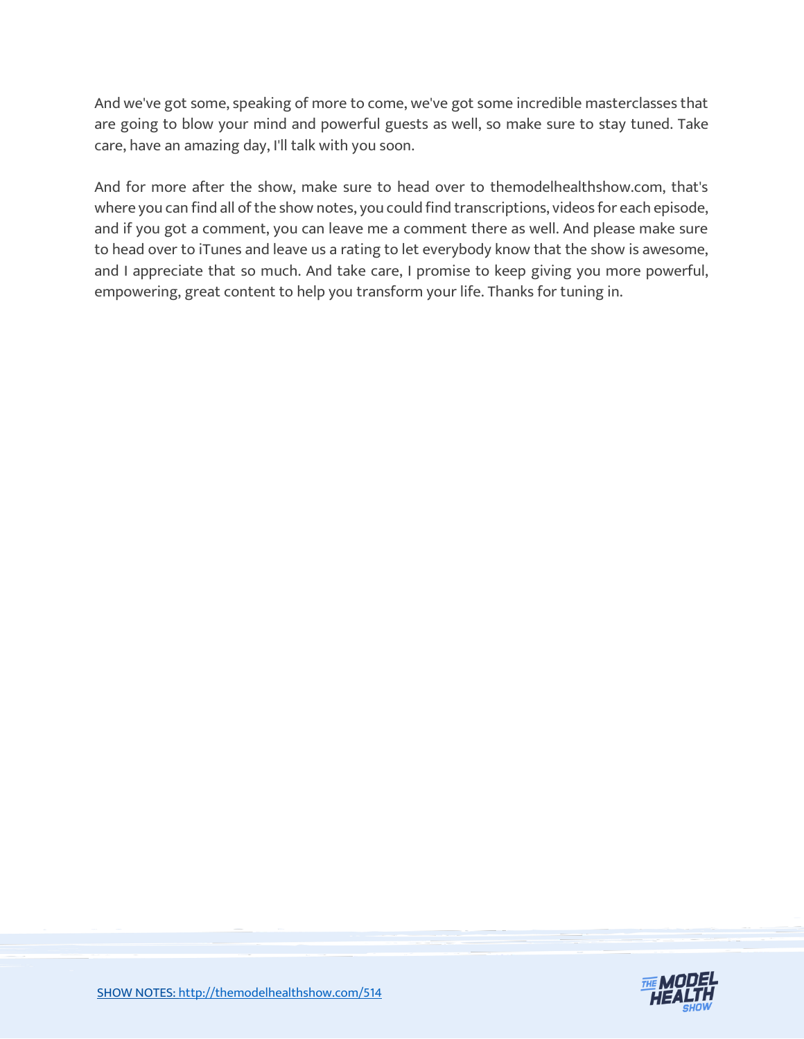And we've got some, speaking of more to come, we've got some incredible masterclasses that are going to blow your mind and powerful guests as well, so make sure to stay tuned. Take care, have an amazing day, I'll talk with you soon.

And for more after the show, make sure to head over to themodelhealthshow.com, that's where you can find all of the show notes, you could find transcriptions, videos for each episode, and if you got a comment, you can leave me a comment there as well. And please make sure to head over to iTunes and leave us a rating to let everybody know that the show is awesome, and I appreciate that so much. And take care, I promise to keep giving you more powerful, empowering, great content to help you transform your life. Thanks for tuning in.